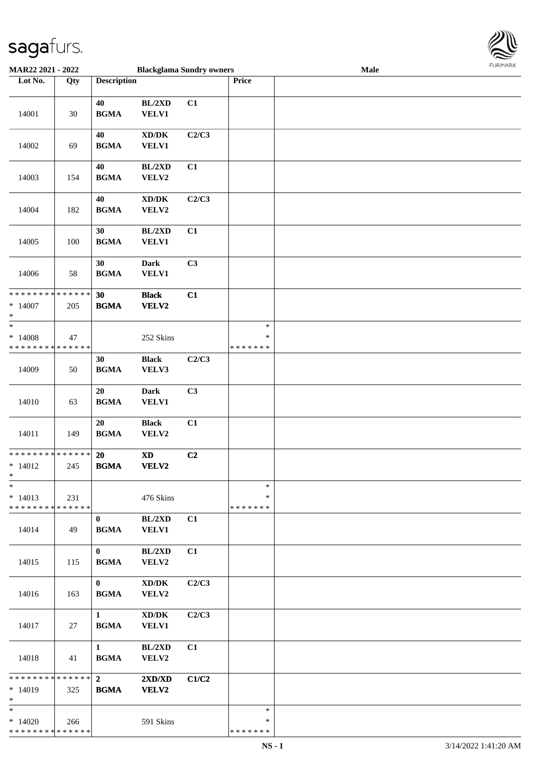MAR22 2021 - 2022 | Blackglama Sundry owners | Male

| Lot No. | Qty | Description | | | Price | |
|---|---|---|---|---|---|---|
| 14001 | 30 | 40 BGMA | BL/2XD VELV1 | C1 | | |
| 14002 | 69 | 40 BGMA | XD/DK VELV1 | C2/C3 | | |
| 14003 | 154 | 40 BGMA | BL/2XD VELV2 | C1 | | |
| 14004 | 182 | 40 BGMA | XD/DK VELV2 | C2/C3 | | |
| 14005 | 100 | 30 BGMA | BL/2XD VELV1 | C1 | | |
| 14006 | 58 | 30 BGMA | Dark VELV1 | C3 | | |
| * * * * * * * * * * * * * * <br> * 14007 <br> * | 205 | 30 BGMA | Black VELV2 | C1 | | |
| * <br> * 14008 <br> * * * * * * * * * * * * * * | 47 | | 252 Skins | | * <br> * <br> * * * * * * * | |
| 14009 | 50 | 30 BGMA | Black VELV3 | C2/C3 | | |
| 14010 | 63 | 20 BGMA | Dark VELV1 | C3 | | |
| 14011 | 149 | 20 BGMA | Black VELV2 | C1 | | |
| * * * * * * * * * * * * * * <br> * 14012 <br> * | 245 | 20 BGMA | XD VELV2 | C2 | | |
| * <br> * 14013 <br> * * * * * * * * * * * * * * | 231 | | 476 Skins | | * <br> * <br> * * * * * * * | |
| 14014 | 49 | 0 BGMA | BL/2XD VELV1 | C1 | | |
| 14015 | 115 | 0 BGMA | BL/2XD VELV2 | C1 | | |
| 14016 | 163 | 0 BGMA | XD/DK VELV2 | C2/C3 | | |
| 14017 | 27 | 1 BGMA | XD/DK VELV1 | C2/C3 | | |
| 14018 | 41 | 1 BGMA | BL/2XD VELV2 | C1 | | |
| * * * * * * * * * * * * * * <br> * 14019 <br> * | 325 | 2 BGMA | 2XD/XD VELV2 | C1/C2 | | |
| * <br> * 14020 <br> * * * * * * * * * * * * * * | 266 | | 591 Skins | | * <br> * <br> * * * * * * * | |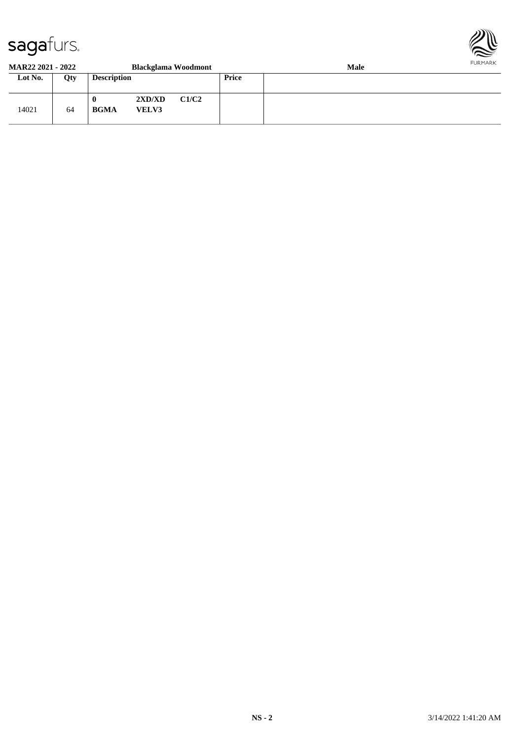**MAR22 2021 - 2022** **Blackglama Woodmont** **Male**

| Lot No. | Qty | Description | Price | |
|---|---|---|---|---|
| 14021 | 64 | **0** **2XD/XD** **C1/C2** **BGMA** **VELV3** | | |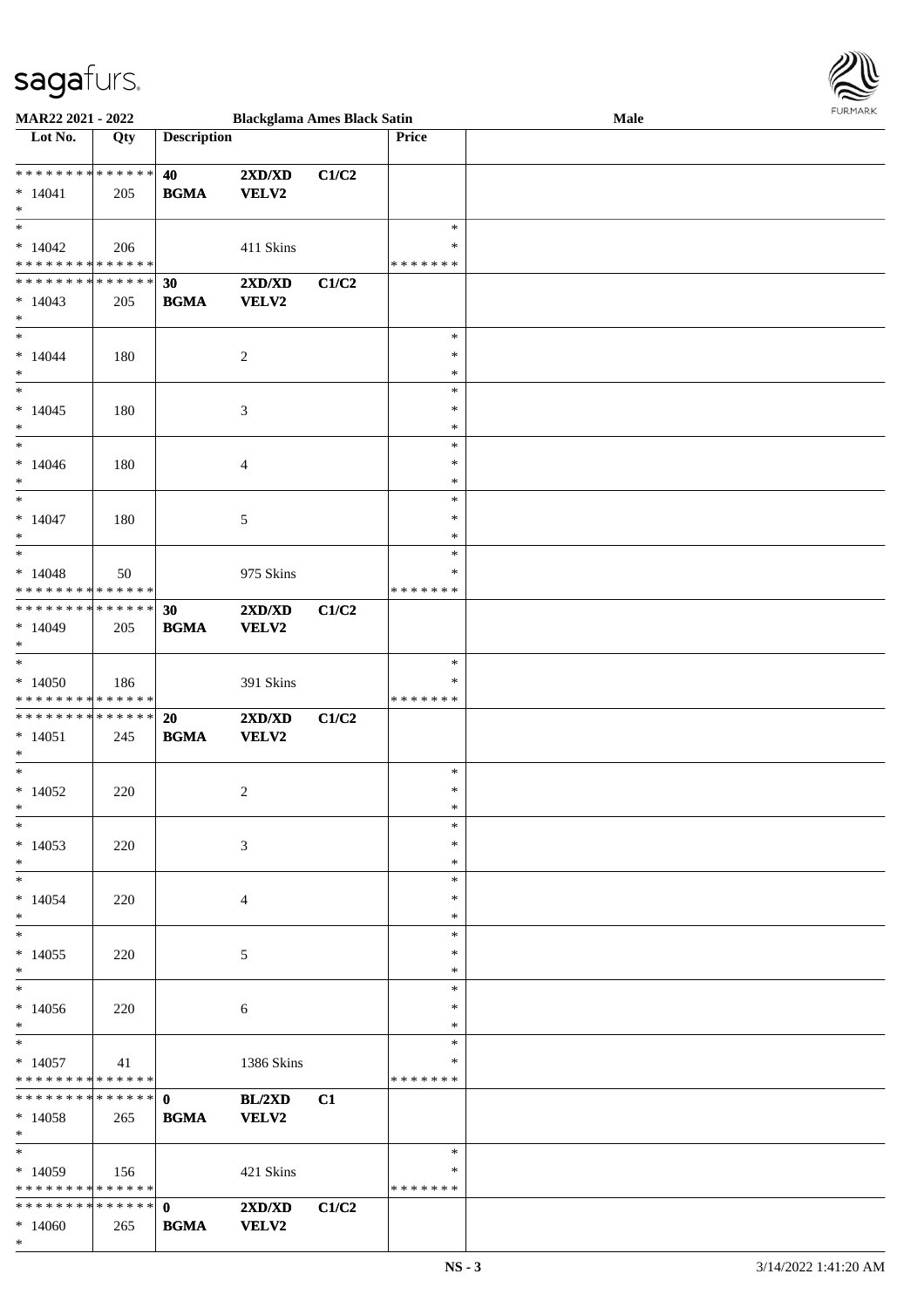**MAR22 2021 - 2022 — Blackglama Ames Black Satin — Male**

| Lot No. | Qty | Description | | | Price | |
|---|---|---|---|---|---|---|
| * * * * * * * * * * * * * * | | 40 | 2XD/XD | C1/C2 | | |
| * 14041 | 205 | BGMA | VELV2 | | | |
| * | | | | | | |
| * | | | | | * | |
| * 14042 | 206 | | 411 Skins | | * | |
| * * * * * * * * * * * * * * | | | | | * * * * * * * | |
| * * * * * * * * * * * * * * | | 30 | 2XD/XD | C1/C2 | | |
| * 14043 | 205 | BGMA | VELV2 | | | |
| * | | | | | | |
| * | | | | | * | |
| * 14044 | 180 | | 2 | | * | |
| * | | | | | * | |
| * | | | | | * | |
| * 14045 | 180 | | 3 | | * | |
| * | | | | | * | |
| * | | | | | * | |
| * 14046 | 180 | | 4 | | * | |
| * | | | | | * | |
| * | | | | | * | |
| * 14047 | 180 | | 5 | | * | |
| * | | | | | * | |
| * | | | | | * | |
| * 14048 | 50 | | 975 Skins | | * | |
| * * * * * * * * * * * * * * | | | | | * * * * * * * | |
| * * * * * * * * * * * * * * | | 30 | 2XD/XD | C1/C2 | | |
| * 14049 | 205 | BGMA | VELV2 | | | |
| * | | | | | | |
| * | | | | | * | |
| * 14050 | 186 | | 391 Skins | | * | |
| * * * * * * * * * * * * * * | | | | | * * * * * * * | |
| * * * * * * * * * * * * * * | | 20 | 2XD/XD | C1/C2 | | |
| * 14051 | 245 | BGMA | VELV2 | | | |
| * | | | | | | |
| * | | | | | * | |
| * 14052 | 220 | | 2 | | * | |
| * | | | | | * | |
| * | | | | | * | |
| * 14053 | 220 | | 3 | | * | |
| * | | | | | * | |
| * | | | | | * | |
| * 14054 | 220 | | 4 | | * | |
| * | | | | | * | |
| * | | | | | * | |
| * 14055 | 220 | | 5 | | * | |
| * | | | | | * | |
| * | | | | | * | |
| * 14056 | 220 | | 6 | | * | |
| * | | | | | * | |
| * | | | | | * | |
| * 14057 | 41 | | 1386 Skins | | * | |
| * * * * * * * * * * * * * * | | | | | * * * * * * * | |
| * * * * * * * * * * * * * * | | 0 | BL/2XD | C1 | | |
| * 14058 | 265 | BGMA | VELV2 | | | |
| * | | | | | | |
| * | | | | | * | |
| * 14059 | 156 | | 421 Skins | | * | |
| * * * * * * * * * * * * * * | | | | | * * * * * * * | |
| * * * * * * * * * * * * * * | | 0 | 2XD/XD | C1/C2 | | |
| * 14060 | 265 | BGMA | VELV2 | | | |
| * | | | | | | |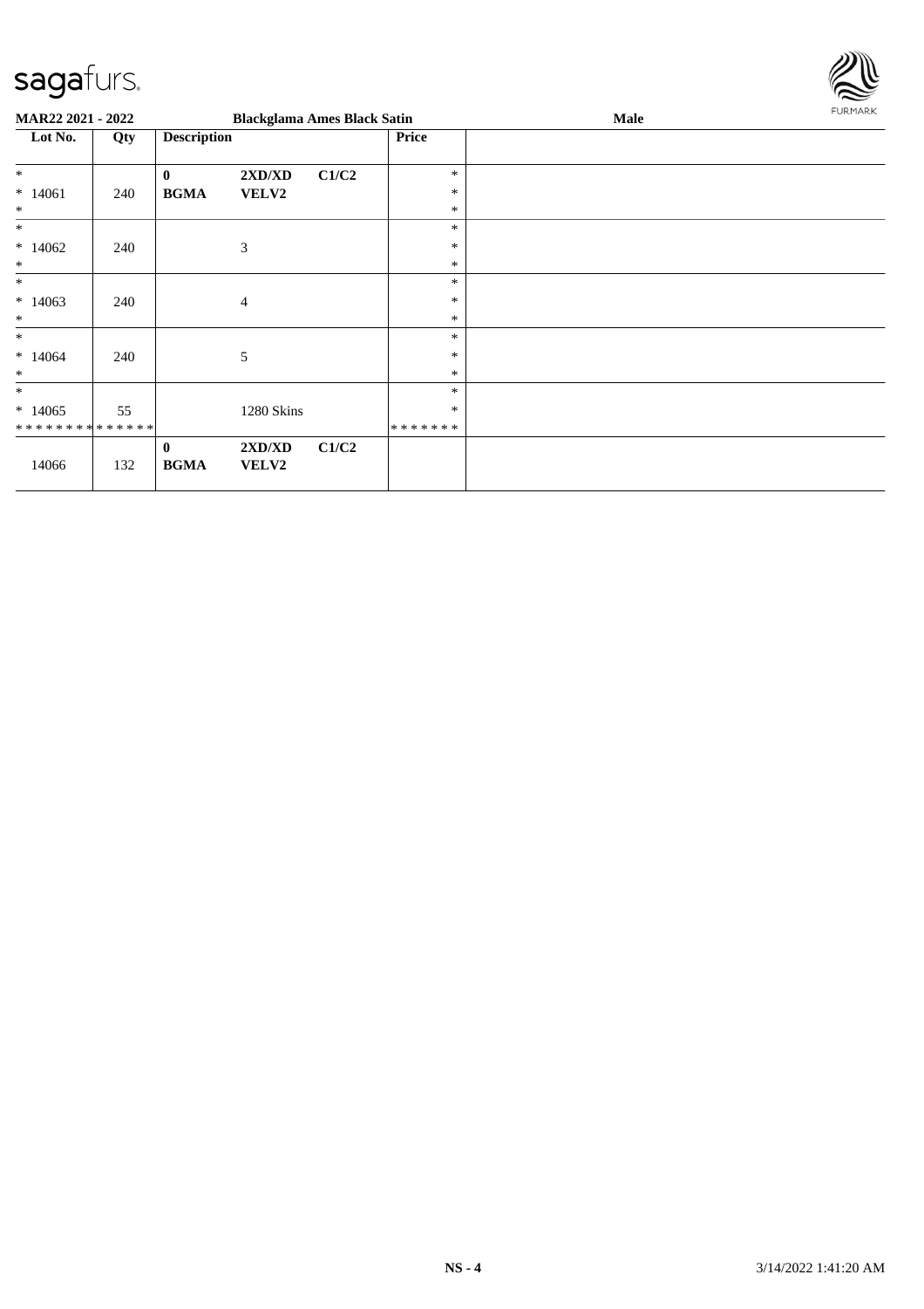sagafurs.

**MAR22 2021 - 2022** **Blackglama Ames Black Satin** **Male**

| Lot No. | Qty | Description | | | Price | |
|---|---|---|---|---|---|---|
| * | | **0** | **2XD/XD** | **C1/C2** | * | |
| * 14061 | 240 | **BGMA** | **VELV2** | | * | |
| * | | | | | * | |
| * | | | | | * | |
| * 14062 | 240 | | 3 | | * | |
| * | | | | | * | |
| * | | | | | * | |
| * 14063 | 240 | | 4 | | * | |
| * | | | | | * | |
| * | | | | | * | |
| * 14064 | 240 | | 5 | | * | |
| * | | | | | * | |
| * | | | | | * | |
| * 14065 | 55 | | 1280 Skins | | * | |
| * * * * * * * * * * * * * * | | | | | * * * * * * * | |
| 14066 | 132 | **0** **BGMA** | **2XD/XD** **VELV2** | **C1/C2** | | |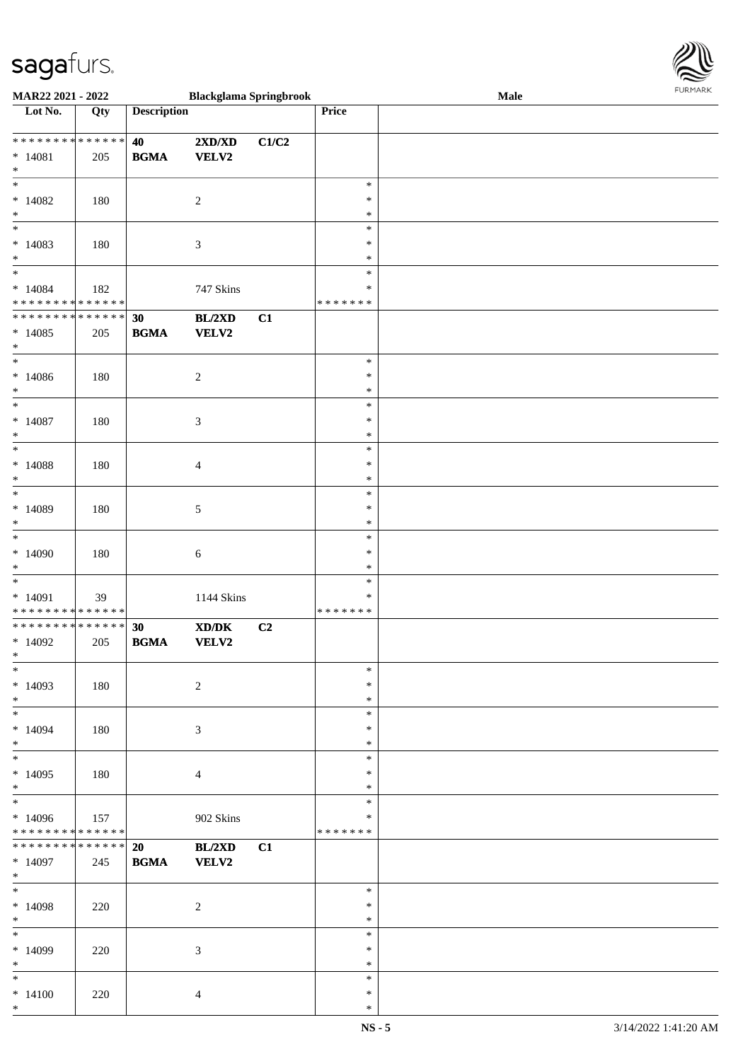**MAR22 2021 - 2022** **Blackglama Springbrook** **Male**

| Lot No. | Qty | Description | | | Price | |
|---|---|---|---|---|---|---|
| * * * * * * * * * * * * * * | | 40 | 2XD/XD | C1/C2 | | |
| * 14081 | 205 | BGMA | VELV2 | | | |
| * | | | | | | |
| * | | | | | * | |
| * 14082 | 180 | | 2 | | * | |
| * | | | | | * | |
| * | | | | | * | |
| * 14083 | 180 | | 3 | | * | |
| * | | | | | * | |
| * | | | | | * | |
| * 14084 | 182 | | 747 Skins | | * | |
| * * * * * * * * * * * * * * | | | | | * * * * * * * | |
| * * * * * * * * * * * * * * | | 30 | BL/2XD | C1 | | |
| * 14085 | 205 | BGMA | VELV2 | | | |
| * | | | | | | |
| * | | | | | * | |
| * 14086 | 180 | | 2 | | * | |
| * | | | | | * | |
| * | | | | | * | |
| * 14087 | 180 | | 3 | | * | |
| * | | | | | * | |
| * | | | | | * | |
| * 14088 | 180 | | 4 | | * | |
| * | | | | | * | |
| * | | | | | * | |
| * 14089 | 180 | | 5 | | * | |
| * | | | | | * | |
| * | | | | | * | |
| * 14090 | 180 | | 6 | | * | |
| * | | | | | * | |
| * | | | | | * | |
| * 14091 | 39 | | 1144 Skins | | * | |
| * * * * * * * * * * * * * * | | | | | * * * * * * * | |
| * * * * * * * * * * * * * * | | 30 | XD/DK | C2 | | |
| * 14092 | 205 | BGMA | VELV2 | | | |
| * | | | | | | |
| * | | | | | * | |
| * 14093 | 180 | | 2 | | * | |
| * | | | | | * | |
| * | | | | | * | |
| * 14094 | 180 | | 3 | | * | |
| * | | | | | * | |
| * | | | | | * | |
| * 14095 | 180 | | 4 | | * | |
| * | | | | | * | |
| * | | | | | * | |
| * 14096 | 157 | | 902 Skins | | * | |
| * * * * * * * * * * * * * * | | | | | * * * * * * * | |
| * * * * * * * * * * * * * * | | 20 | BL/2XD | C1 | | |
| * 14097 | 245 | BGMA | VELV2 | | | |
| * | | | | | | |
| * | | | | | * | |
| * 14098 | 220 | | 2 | | * | |
| * | | | | | * | |
| * | | | | | * | |
| * 14099 | 220 | | 3 | | * | |
| * | | | | | * | |
| * | | | | | * | |
| * 14100 | 220 | | 4 | | * | |
| * | | | | | * | |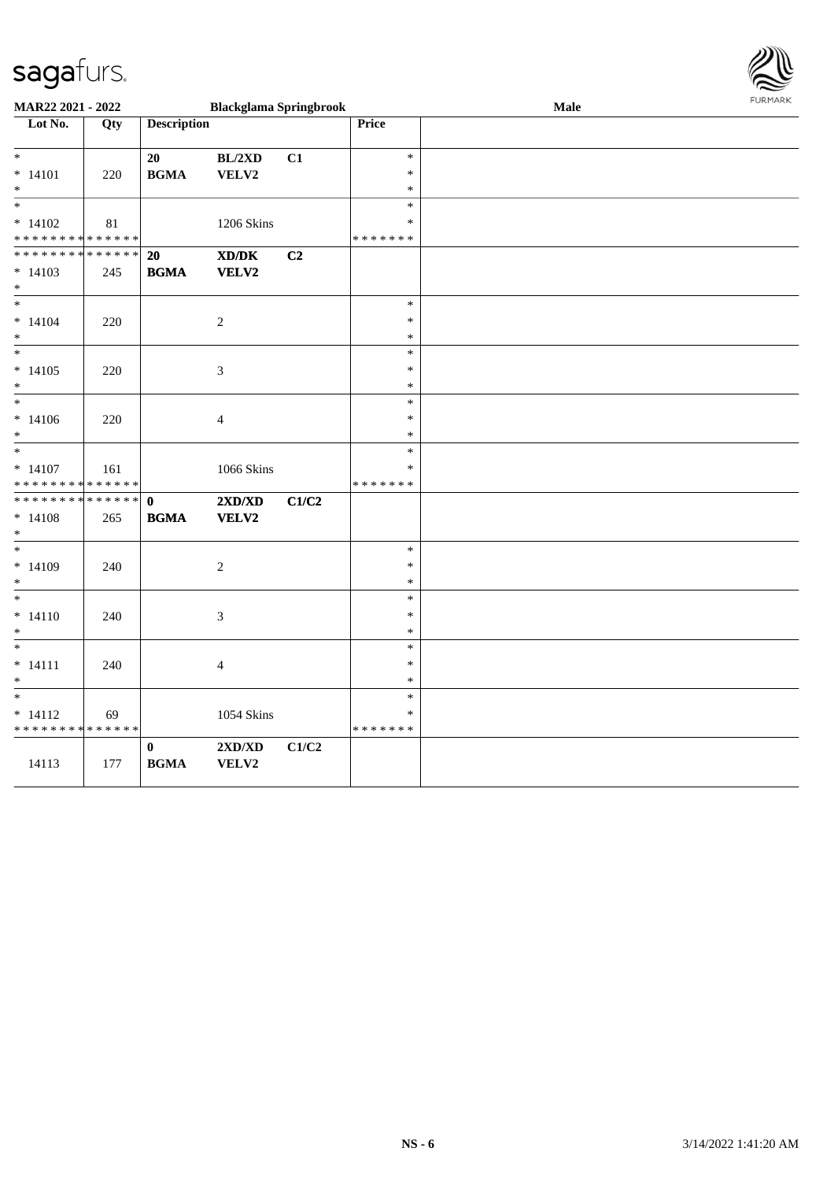**MAR22 2021 - 2022** **Blackglama Springbrook** **Male**

| Lot No. | Qty | Description | | | Price | |
|---|---|---|---|---|---|---|
| *<br>* 14101<br>* | 220 | **20**<br>**BGMA** | **BL/2XD**<br>**VELV2** | **C1** | *<br>*<br>* | |
| *<br>* 14102<br>* * * * * * * * * * * * * * | 81 | | 1206 Skins | | *<br>*<br>* * * * * * * | |
| * * * * * * * * * * * * * *<br>* 14103<br>* | 245 | **20**<br>**BGMA** | **XD/DK**<br>**VELV2** | **C2** | | |
| *<br>* 14104<br>* | 220 | | 2 | | *<br>*<br>* | |
| *<br>* 14105<br>* | 220 | | 3 | | *<br>*<br>* | |
| *<br>* 14106<br>* | 220 | | 4 | | *<br>*<br>* | |
| *<br>* 14107<br>* * * * * * * * * * * * * * | 161 | | 1066 Skins | | *<br>*<br>* * * * * * * | |
| * * * * * * * * * * * * * *<br>* 14108<br>* | 265 | **0**<br>**BGMA** | **2XD/XD**<br>**VELV2** | **C1/C2** | | |
| *<br>* 14109<br>* | 240 | | 2 | | *<br>*<br>* | |
| *<br>* 14110<br>* | 240 | | 3 | | *<br>*<br>* | |
| *<br>* 14111<br>* | 240 | | 4 | | *<br>*<br>* | |
| *<br>* 14112<br>* * * * * * * * * * * * * * | 69 | | 1054 Skins | | *<br>*<br>* * * * * * * | |
| 14113 | 177 | **0**<br>**BGMA** | **2XD/XD**<br>**VELV2** | **C1/C2** | | |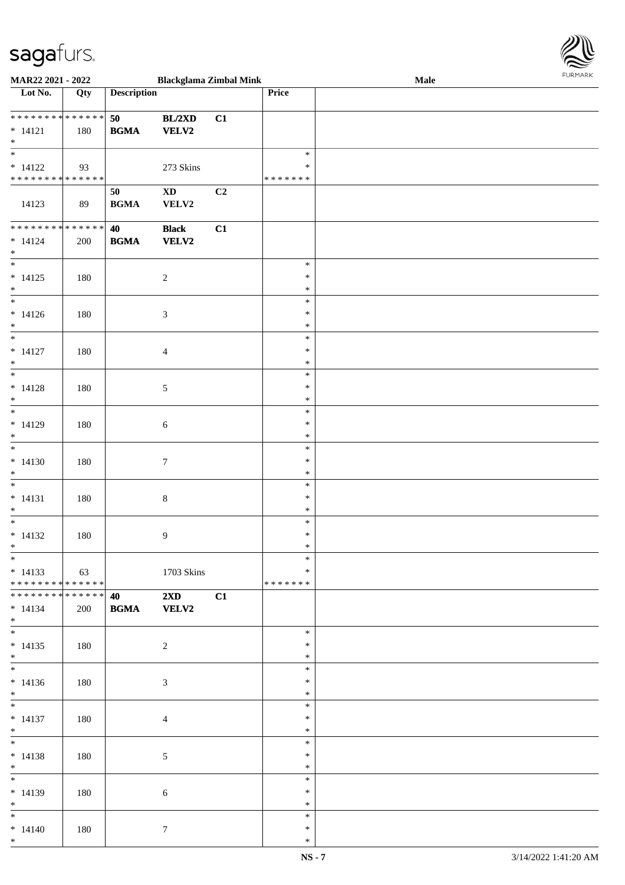**MAR22 2021 - 2022** **Blackglama Zimbal Mink** **Male**

| Lot No. | Qty | Description | | | Price | |
|---|---|---|---|---|---|---|
| * * * * * * * * * * * * * * | | **50** | **BL/2XD** | **C1** | | |
| * 14121 | 180 | **BGMA** | **VELV2** | | | |
| * | | | | | | |
| * | | | | | * | |
| * 14122 | 93 | | 273 Skins | | * | |
| * * * * * * * * * * * * * * | | | | | * * * * * * * | |
| | | **50** | **XD** | **C2** | | |
| 14123 | 89 | **BGMA** | **VELV2** | | | |
| * * * * * * * * * * * * * * | | **40** | **Black** | **C1** | | |
| * 14124 | 200 | **BGMA** | **VELV2** | | | |
| * | | | | | | |
| * 14125 | 180 | | 2 | | * * * | |
| * 14126 | 180 | | 3 | | * * * | |
| * 14127 | 180 | | 4 | | * * * | |
| * 14128 | 180 | | 5 | | * * * | |
| * 14129 | 180 | | 6 | | * * * | |
| * 14130 | 180 | | 7 | | * * * | |
| * 14131 | 180 | | 8 | | * * * | |
| * 14132 | 180 | | 9 | | * * * | |
| * 14133 | 63 | | 1703 Skins | | * * | |
| * * * * * * * * * * * * * * | | | | | * * * * * * * | |
| * * * * * * * * * * * * * * | | **40** | **2XD** | **C1** | | |
| * 14134 | 200 | **BGMA** | **VELV2** | | | |
| * | | | | | | |
| * 14135 | 180 | | 2 | | * * * | |
| * 14136 | 180 | | 3 | | * * * | |
| * 14137 | 180 | | 4 | | * * * | |
| * 14138 | 180 | | 5 | | * * * | |
| * 14139 | 180 | | 6 | | * * * | |
| * 14140 | 180 | | 7 | | * * * | |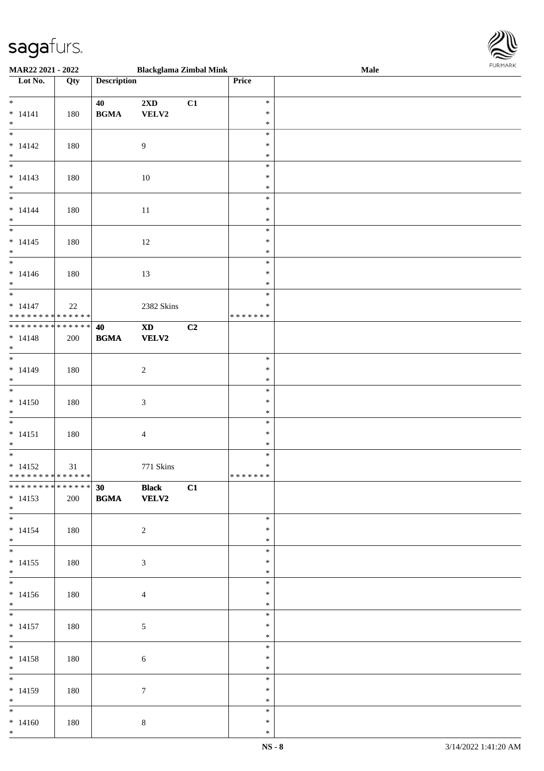| Lot No. | Qty | Description | | | Price | |
|---|---|---|---|---|---|---|
| * | | 40 | 2XD | C1 | * | |
| * 14141 | 180 | BGMA | VELV2 | | * | |
| * | | | | | * | |
| * | | | | | * | |
| * 14142 | 180 | | 9 | | * | |
| * | | | | | * | |
| * | | | | | * | |
| * 14143 | 180 | | 10 | | * | |
| * | | | | | * | |
| * | | | | | * | |
| * 14144 | 180 | | 11 | | * | |
| * | | | | | * | |
| * | | | | | * | |
| * 14145 | 180 | | 12 | | * | |
| * | | | | | * | |
| * | | | | | * | |
| * 14146 | 180 | | 13 | | * | |
| * | | | | | * | |
| * | | | | | * | |
| * 14147 | 22 | | 2382 Skins | | * | |
| * * * * * * * * * * * * * * | | | | | * * * * * * * | |
| * * * * * * * * * * * * * * | | 40 | XD | C2 | | |
| * 14148 | 200 | BGMA | VELV2 | | | |
| * | | | | | | |
| * | | | | | * | |
| * 14149 | 180 | | 2 | | * | |
| * | | | | | * | |
| * | | | | | * | |
| * 14150 | 180 | | 3 | | * | |
| * | | | | | * | |
| * | | | | | * | |
| * 14151 | 180 | | 4 | | * | |
| * | | | | | * | |
| * | | | | | * | |
| * 14152 | 31 | | 771 Skins | | * | |
| * * * * * * * * * * * * * * | | | | | * * * * * * * | |
| * * * * * * * * * * * * * * | | 30 | Black | C1 | | |
| * 14153 | 200 | BGMA | VELV2 | | | |
| * | | | | | | |
| * | | | | | * | |
| * 14154 | 180 | | 2 | | * | |
| * | | | | | * | |
| * | | | | | * | |
| * 14155 | 180 | | 3 | | * | |
| * | | | | | * | |
| * | | | | | * | |
| * 14156 | 180 | | 4 | | * | |
| * | | | | | * | |
| * | | | | | * | |
| * 14157 | 180 | | 5 | | * | |
| * | | | | | * | |
| * | | | | | * | |
| * 14158 | 180 | | 6 | | * | |
| * | | | | | * | |
| * | | | | | * | |
| * 14159 | 180 | | 7 | | * | |
| * | | | | | * | |
| * | | | | | * | |
| * 14160 | 180 | | 8 | | * | |
| * | | | | | * | |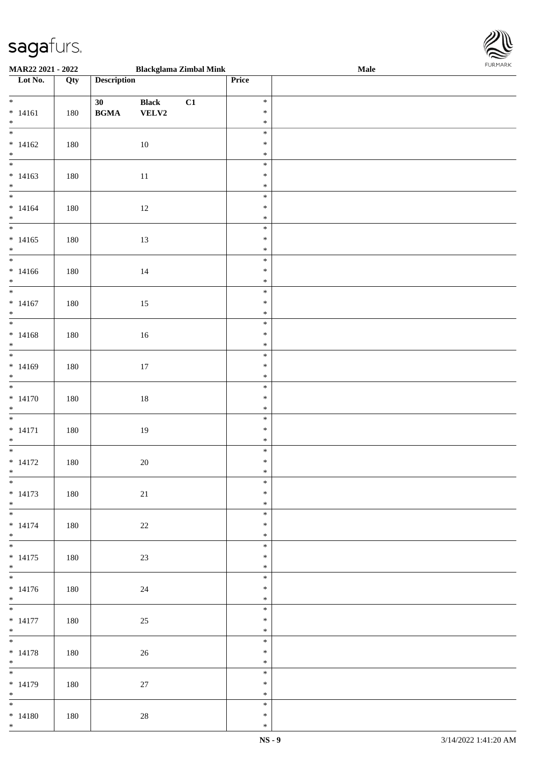**MAR22 2021 - 2022** **Blackglama Zimbal Mink** **Male**

| Lot No. | Qty | Description | | | Price | |
|---|---|---|---|---|---|---|
| * 14161 * | 180 | 30 BGMA | Black VELV2 | C1 | * * * | |
| * 14162 * | 180 | | 10 | | * * * | |
| * 14163 * | 180 | | 11 | | * * * | |
| * 14164 * | 180 | | 12 | | * * * | |
| * 14165 * | 180 | | 13 | | * * * | |
| * 14166 * | 180 | | 14 | | * * * | |
| * 14167 * | 180 | | 15 | | * * * | |
| * 14168 * | 180 | | 16 | | * * * | |
| * 14169 * | 180 | | 17 | | * * * | |
| * 14170 * | 180 | | 18 | | * * * | |
| * 14171 * | 180 | | 19 | | * * * | |
| * 14172 * | 180 | | 20 | | * * * | |
| * 14173 * | 180 | | 21 | | * * * | |
| * 14174 * | 180 | | 22 | | * * * | |
| * 14175 * | 180 | | 23 | | * * * | |
| * 14176 * | 180 | | 24 | | * * * | |
| * 14177 * | 180 | | 25 | | * * * | |
| * 14178 * | 180 | | 26 | | * * * | |
| * 14179 * | 180 | | 27 | | * * * | |
| * 14180 * | 180 | | 28 | | * * * | |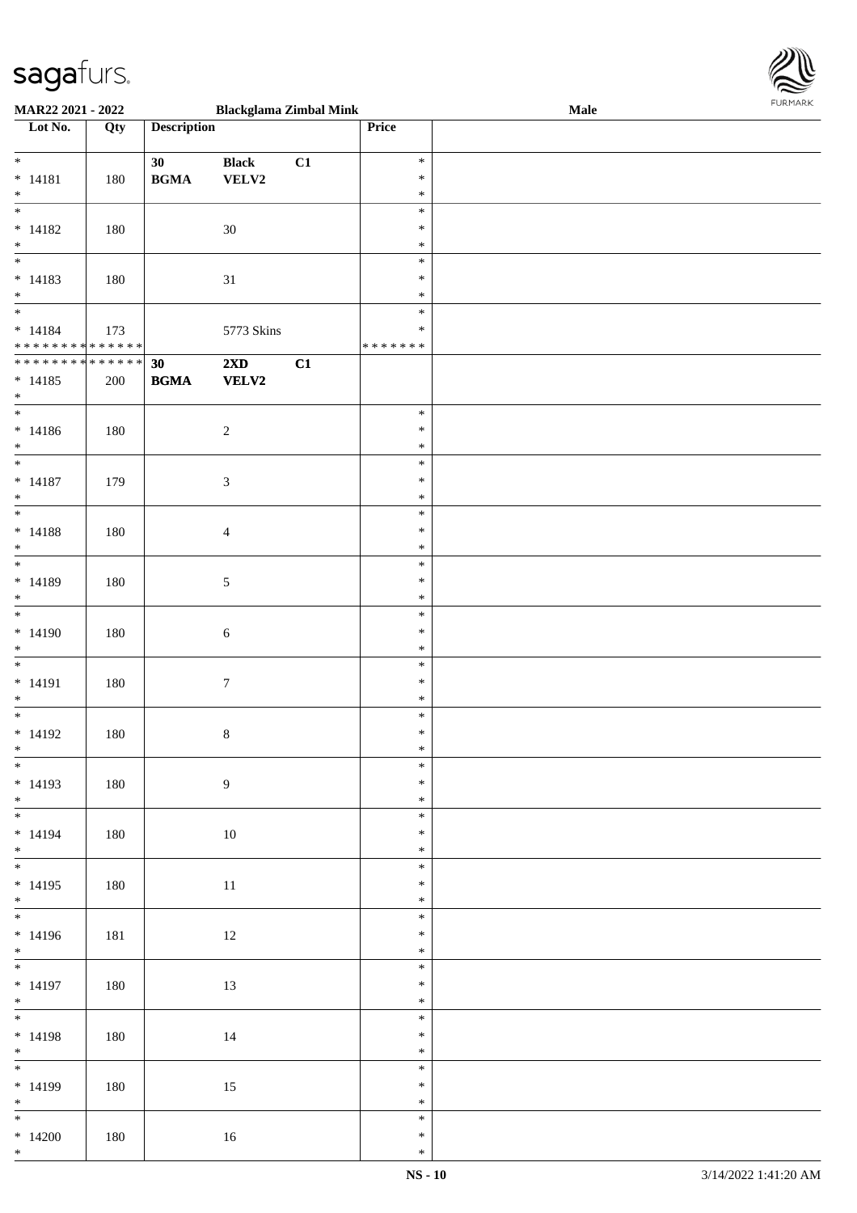| Lot No. | Qty | Description | | | Price | |
|---|---|---|---|---|---|---|
| * | | 30 | **Black** | **C1** | * | |
| * 14181 | 180 | **BGMA** | **VELV2** | | * | |
| * | | | | | * | |
| * | | | | | * | |
| * 14182 | 180 | | 30 | | * | |
| * | | | | | * | |
| * | | | | | * | |
| * 14183 | 180 | | 31 | | * | |
| * | | | | | * | |
| * | | | | | * | |
| * 14184 | 173 | | 5773 Skins | | * | |
| * * * * * * * * * * * * * * | | | | | * * * * * * * | |
| * * * * * * * * * * * * * * | | **30** | **2XD** | **C1** | | |
| * 14185 | 200 | **BGMA** | **VELV2** | | | |
| * | | | | | | |
| * | | | | | * | |
| * 14186 | 180 | | 2 | | * | |
| * | | | | | * | |
| * | | | | | * | |
| * 14187 | 179 | | 3 | | * | |
| * | | | | | * | |
| * | | | | | * | |
| * 14188 | 180 | | 4 | | * | |
| * | | | | | * | |
| * | | | | | * | |
| * 14189 | 180 | | 5 | | * | |
| * | | | | | * | |
| * | | | | | * | |
| * 14190 | 180 | | 6 | | * | |
| * | | | | | * | |
| * | | | | | * | |
| * 14191 | 180 | | 7 | | * | |
| * | | | | | * | |
| * | | | | | * | |
| * 14192 | 180 | | 8 | | * | |
| * | | | | | * | |
| * | | | | | * | |
| * 14193 | 180 | | 9 | | * | |
| * | | | | | * | |
| * | | | | | * | |
| * 14194 | 180 | | 10 | | * | |
| * | | | | | * | |
| * | | | | | * | |
| * 14195 | 180 | | 11 | | * | |
| * | | | | | * | |
| * | | | | | * | |
| * 14196 | 181 | | 12 | | * | |
| * | | | | | * | |
| * | | | | | * | |
| * 14197 | 180 | | 13 | | * | |
| * | | | | | * | |
| * | | | | | * | |
| * 14198 | 180 | | 14 | | * | |
| * | | | | | * | |
| * | | | | | * | |
| * 14199 | 180 | | 15 | | * | |
| * | | | | | * | |
| * | | | | | * | |
| * 14200 | 180 | | 16 | | * | |
| * | | | | | * | |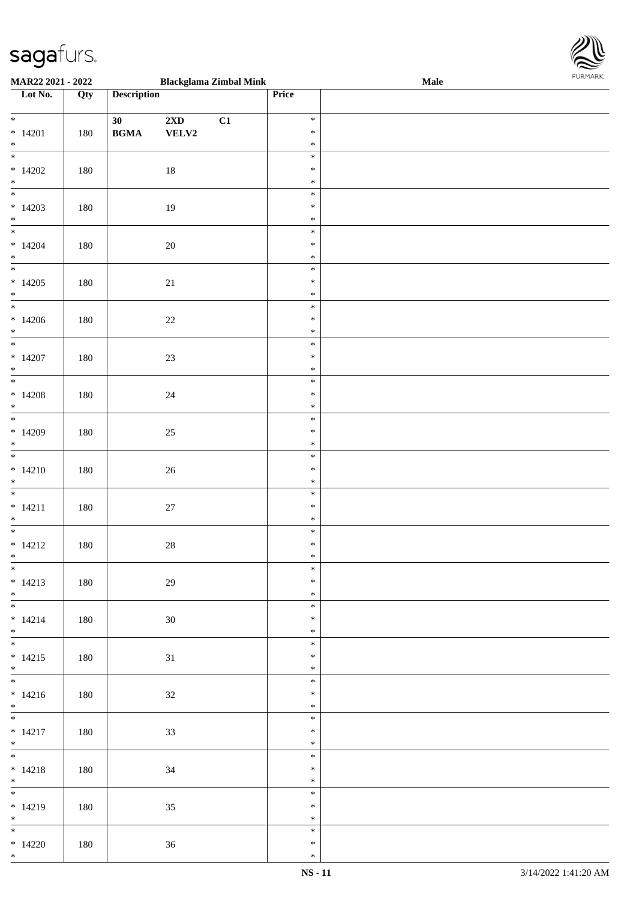MAR22 2021 - 2022 | Blackglama Zimbal Mink | Male

| Lot No. | Qty | Description | Price | |
|---|---|---|---|---|
| * 14201 * | 180 | 30 2XD C1 BGMA VELV2 | * * * | |
| * 14202 * | 180 | 18 | * * * | |
| * 14203 * | 180 | 19 | * * * | |
| * 14204 * | 180 | 20 | * * * | |
| * 14205 * | 180 | 21 | * * * | |
| * 14206 * | 180 | 22 | * * * | |
| * 14207 * | 180 | 23 | * * * | |
| * 14208 * | 180 | 24 | * * * | |
| * 14209 * | 180 | 25 | * * * | |
| * 14210 * | 180 | 26 | * * * | |
| * 14211 * | 180 | 27 | * * * | |
| * 14212 * | 180 | 28 | * * * | |
| * 14213 * | 180 | 29 | * * * | |
| * 14214 * | 180 | 30 | * * * | |
| * 14215 * | 180 | 31 | * * * | |
| * 14216 * | 180 | 32 | * * * | |
| * 14217 * | 180 | 33 | * * * | |
| * 14218 * | 180 | 34 | * * * | |
| * 14219 * | 180 | 35 | * * * | |
| * 14220 * | 180 | 36 | * * * | |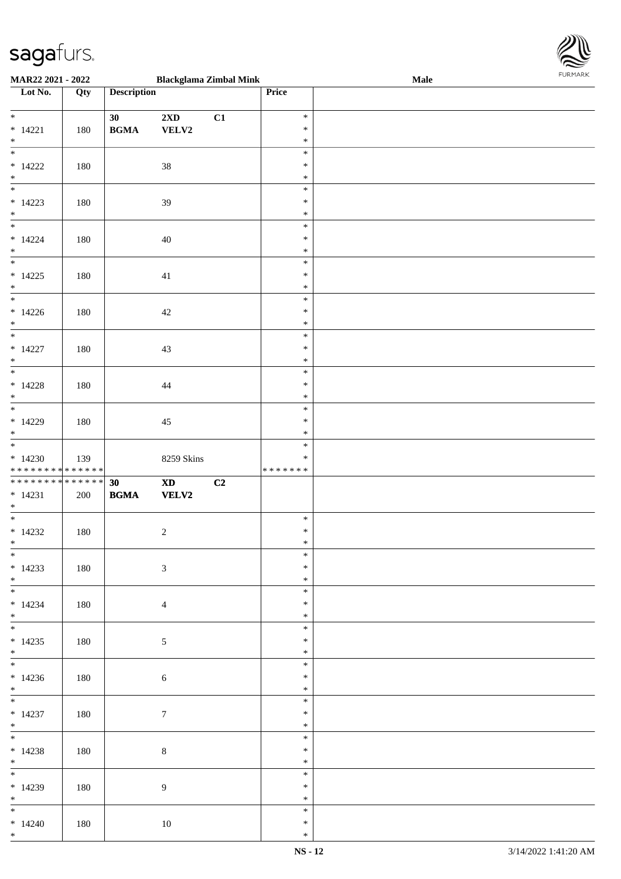**MAR22 2021 - 2022** | **Blackglama Zimbal Mink** | **Male**

| Lot No. | Qty | Description | | | Price | |
|---|---|---|---|---|---|---|
| * 14221 * | 180 | 30 BGMA | 2XD VELV2 | C1 | * * * | |
| * 14222 * | 180 | | 38 | | * * * | |
| * 14223 * | 180 | | 39 | | * * * | |
| * 14224 * | 180 | | 40 | | * * * | |
| * 14225 * | 180 | | 41 | | * * * | |
| * 14226 * | 180 | | 42 | | * * * | |
| * 14227 * | 180 | | 43 | | * * * | |
| * 14228 * | 180 | | 44 | | * * * | |
| * 14229 * | 180 | | 45 | | * * * | |
| * 14230 * * * * * * * * * * * * * * | 139 | | 8259 Skins | | * * * * * * * * * | |
| * * * * * * * * * * * * * * 14231 * | 200 | **30 BGMA** | **XD VELV2** | **C2** | | |
| * 14232 * | 180 | | 2 | | * * * | |
| * 14233 * | 180 | | 3 | | * * * | |
| * 14234 * | 180 | | 4 | | * * * | |
| * 14235 * | 180 | | 5 | | * * * | |
| * 14236 * | 180 | | 6 | | * * * | |
| * 14237 * | 180 | | 7 | | * * * | |
| * 14238 * | 180 | | 8 | | * * * | |
| * 14239 * | 180 | | 9 | | * * * | |
| * 14240 * | 180 | | 10 | | * * * | |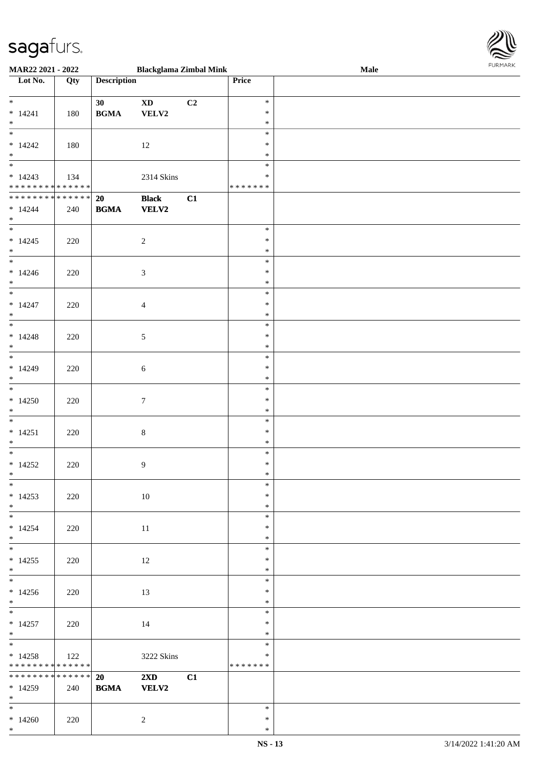MAR22 2021 - 2022 Blackglama Zimbal Mink Male

| Lot No. | Qty | Description | | | Price | |
|---|---|---|---|---|---|---|
| * * 14241 * | 180 | 30 BGMA | XD VELV2 | C2 | * * * | |
| * * 14242 * | 180 | | 12 | | * * * | |
| * * 14243 * * * * * * * * * * * * * * | 134 | | 2314 Skins | | * * * * * * * * * | |
| * * * * * * * * * * * * * * * 14244 * | 240 | 20 BGMA | Black VELV2 | C1 | | |
| * * 14245 * | 220 | | 2 | | * * * | |
| * * 14246 * | 220 | | 3 | | * * * | |
| * * 14247 * | 220 | | 4 | | * * * | |
| * * 14248 * | 220 | | 5 | | * * * | |
| * * 14249 * | 220 | | 6 | | * * * | |
| * * 14250 * | 220 | | 7 | | * * * | |
| * * 14251 * | 220 | | 8 | | * * * | |
| * * 14252 * | 220 | | 9 | | * * * | |
| * * 14253 * | 220 | | 10 | | * * * | |
| * * 14254 * | 220 | | 11 | | * * * | |
| * * 14255 * | 220 | | 12 | | * * * | |
| * * 14256 * | 220 | | 13 | | * * * | |
| * * 14257 * | 220 | | 14 | | * * * | |
| * * 14258 * * * * * * * * * * * * * * | 122 | | 3222 Skins | | * * * * * * * * * | |
| * * * * * * * * * * * * * * * 14259 * | 240 | 20 BGMA | 2XD VELV2 | C1 | | |
| * * 14260 * | 220 | | 2 | | * * * | |

NS - 13 3/14/2022 1:41:20 AM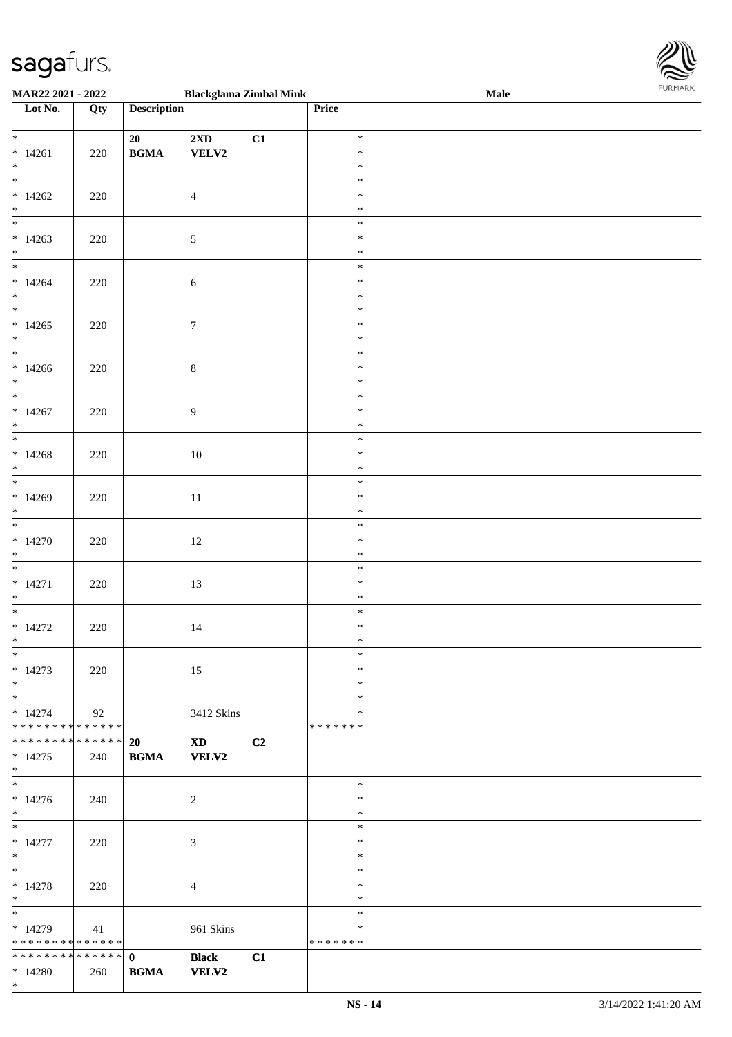MAR22 2021 - 2022 | Blackglama Zimbal Mink | Male

| Lot No. | Qty | Description | | | Price | |
|---|---|---|---|---|---|---|
| * | | 20 | 2XD | C1 | * | |
| * 14261 | 220 | BGMA | VELV2 | | * | |
| * | | | | | * | |
| * 14262 | 220 | | 4 | | * | |
| * 14263 | 220 | | 5 | | * | |
| * 14264 | 220 | | 6 | | * | |
| * 14265 | 220 | | 7 | | * | |
| * 14266 | 220 | | 8 | | * | |
| * 14267 | 220 | | 9 | | * | |
| * 14268 | 220 | | 10 | | * | |
| * 14269 | 220 | | 11 | | * | |
| * 14270 | 220 | | 12 | | * | |
| * 14271 | 220 | | 13 | | * | |
| * 14272 | 220 | | 14 | | * | |
| * 14273 | 220 | | 15 | | * | |
| * 14274 | 92 | | 3412 Skins | | * | |
| * * * * * * * * * * * * * * | | | | | * * * * * * * | |
| * * * * * * * * * * * * * * | | 20 | XD | C2 | | |
| * 14275 | 240 | BGMA | VELV2 | | | |
| * 14276 | 240 | | 2 | | * | |
| * 14277 | 220 | | 3 | | * | |
| * 14278 | 220 | | 4 | | * | |
| * 14279 | 41 | | 961 Skins | | * | |
| * * * * * * * * * * * * * * | | | | | * * * * * * * | |
| * * * * * * * * * * * * * * | | 0 | Black | C1 | | |
| * 14280 | 260 | BGMA | VELV2 | | | |
| * | | | | | | |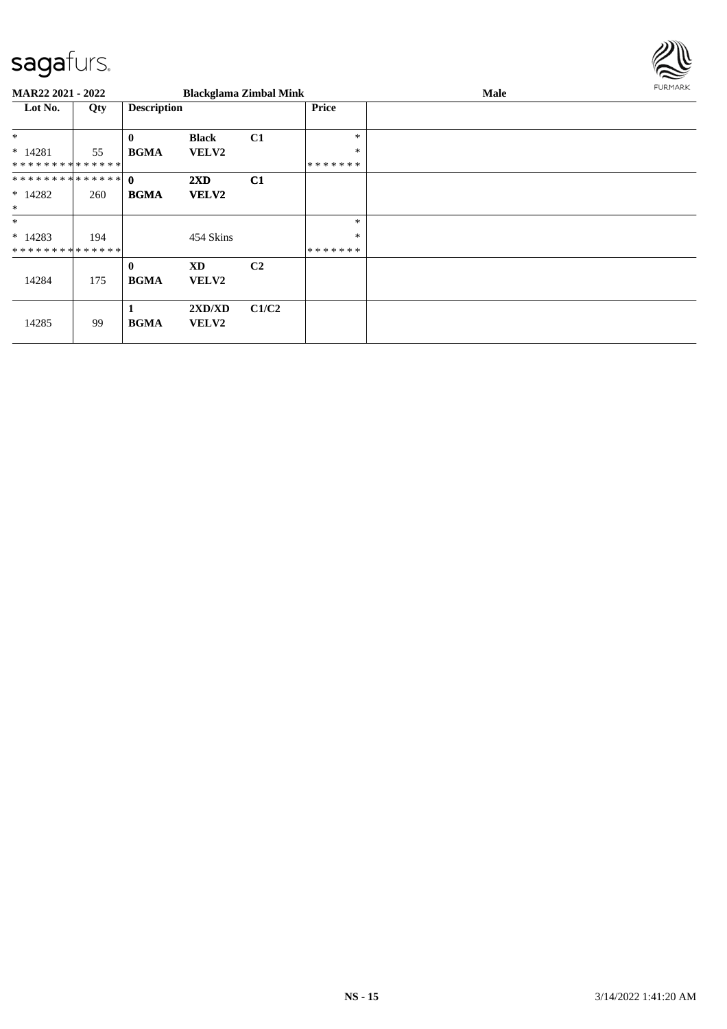**MAR22 2021 - 2022** **Blackglama Zimbal Mink** **Male**

| Lot No. | Qty | Description | | | Price | |
|---|---|---|---|---|---|---|
| * | | **0** | **Black** | **C1** | * | |
| * 14281 | 55 | **BGMA** | **VELV2** | | * | |
| * * * * * * * * * * * * * * | | | | | * * * * * * * | |
| * * * * * * * * * * * * * * | | **0** | **2XD** | **C1** | | |
| * 14282 | 260 | **BGMA** | **VELV2** | | | |
| * | | | | | | |
| * | | | | | * | |
| * 14283 | 194 | | 454 Skins | | * | |
| * * * * * * * * * * * * * * | | | | | * * * * * * * | |
| | | **0** | **XD** | **C2** | | |
| 14284 | 175 | **BGMA** | **VELV2** | | | |
| | | **1** | **2XD/XD** | **C1/C2** | | |
| 14285 | 99 | **BGMA** | **VELV2** | | | |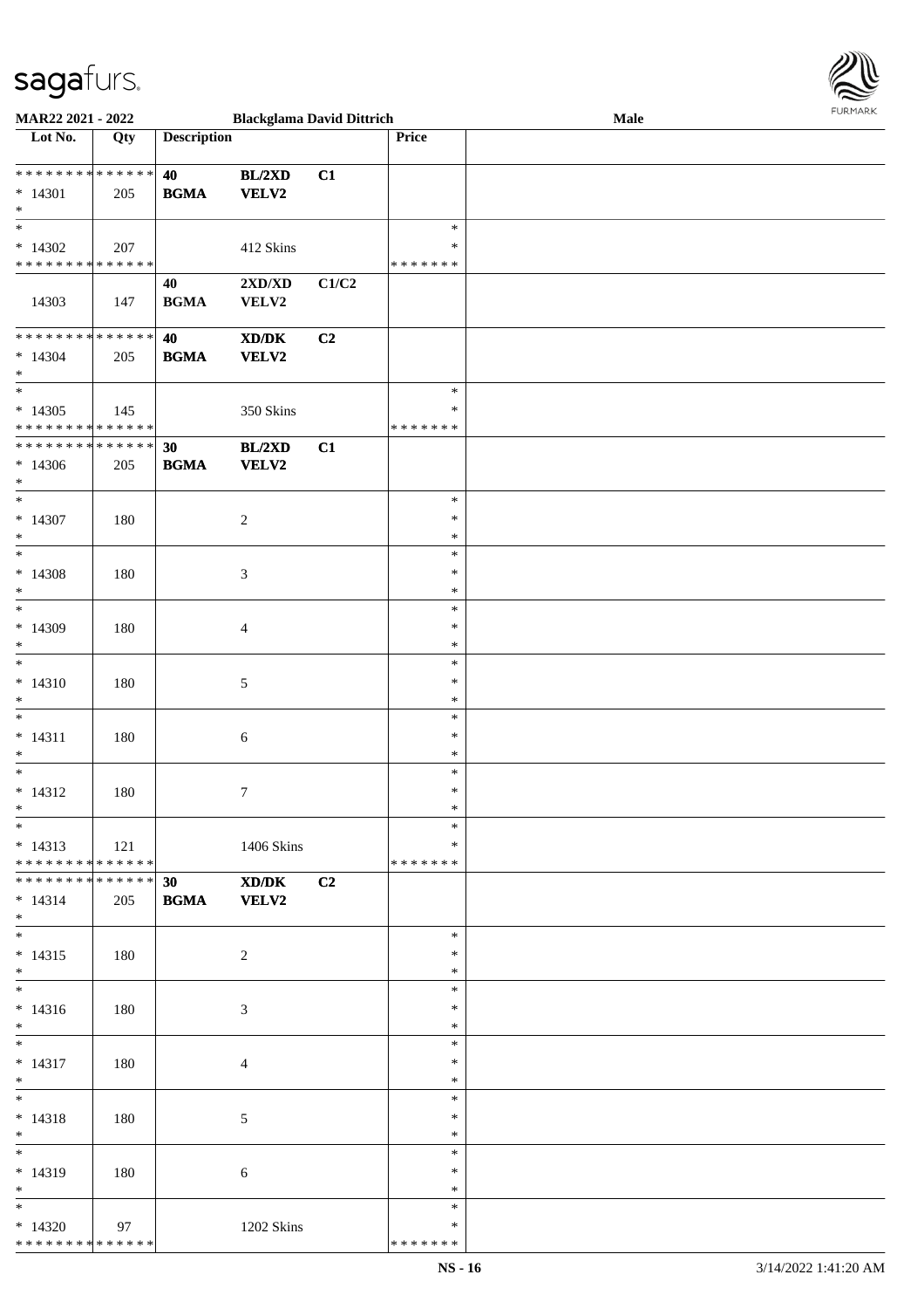**MAR22 2021 - 2022** **Blackglama David Dittrich** **Male**

| Lot No. | Qty | Description | | | Price | |
|---|---|---|---|---|---|---|
| * * * * * * * * * * * * * * | | **40** | **BL/2XD** | **C1** | | |
| * 14301 | 205 | **BGMA** | **VELV2** | | | |
| * | | | | | | |
| * | | | | | * | |
| * 14302 | 207 | | 412 Skins | | * | |
| * * * * * * * * * * * * * * | | | | | * * * * * * * | |
| | | **40** | **2XD/XD** | **C1/C2** | | |
| 14303 | 147 | **BGMA** | **VELV2** | | | |
| * * * * * * * * * * * * * * | | **40** | **XD/DK** | **C2** | | |
| * 14304 | 205 | **BGMA** | **VELV2** | | | |
| * | | | | | | |
| * | | | | | * | |
| * 14305 | 145 | | 350 Skins | | * | |
| * * * * * * * * * * * * * * | | | | | * * * * * * * | |
| * * * * * * * * * * * * * * | | **30** | **BL/2XD** | **C1** | | |
| * 14306 | 205 | **BGMA** | **VELV2** | | | |
| * | | | | | | |
| * | | | | | * | |
| * 14307 | 180 | | 2 | | * | |
| * | | | | | * | |
| * | | | | | * | |
| * 14308 | 180 | | 3 | | * | |
| * | | | | | * | |
| * | | | | | * | |
| * 14309 | 180 | | 4 | | * | |
| * | | | | | * | |
| * | | | | | * | |
| * 14310 | 180 | | 5 | | * | |
| * | | | | | * | |
| * | | | | | * | |
| * 14311 | 180 | | 6 | | * | |
| * | | | | | * | |
| * | | | | | * | |
| * 14312 | 180 | | 7 | | * | |
| * | | | | | * | |
| * | | | | | * | |
| * 14313 | 121 | | 1406 Skins | | * | |
| * * * * * * * * * * * * * * | | | | | * * * * * * * | |
| * * * * * * * * * * * * * * | | **30** | **XD/DK** | **C2** | | |
| * 14314 | 205 | **BGMA** | **VELV2** | | | |
| * | | | | | | |
| * | | | | | * | |
| * 14315 | 180 | | 2 | | * | |
| * | | | | | * | |
| * | | | | | * | |
| * 14316 | 180 | | 3 | | * | |
| * | | | | | * | |
| * | | | | | * | |
| * 14317 | 180 | | 4 | | * | |
| * | | | | | * | |
| * | | | | | * | |
| * 14318 | 180 | | 5 | | * | |
| * | | | | | * | |
| * | | | | | * | |
| * 14319 | 180 | | 6 | | * | |
| * | | | | | * | |
| * | | | | | * | |
| * 14320 | 97 | | 1202 Skins | | * | |
| * * * * * * * * * * * * * * | | | | | * * * * * * * | |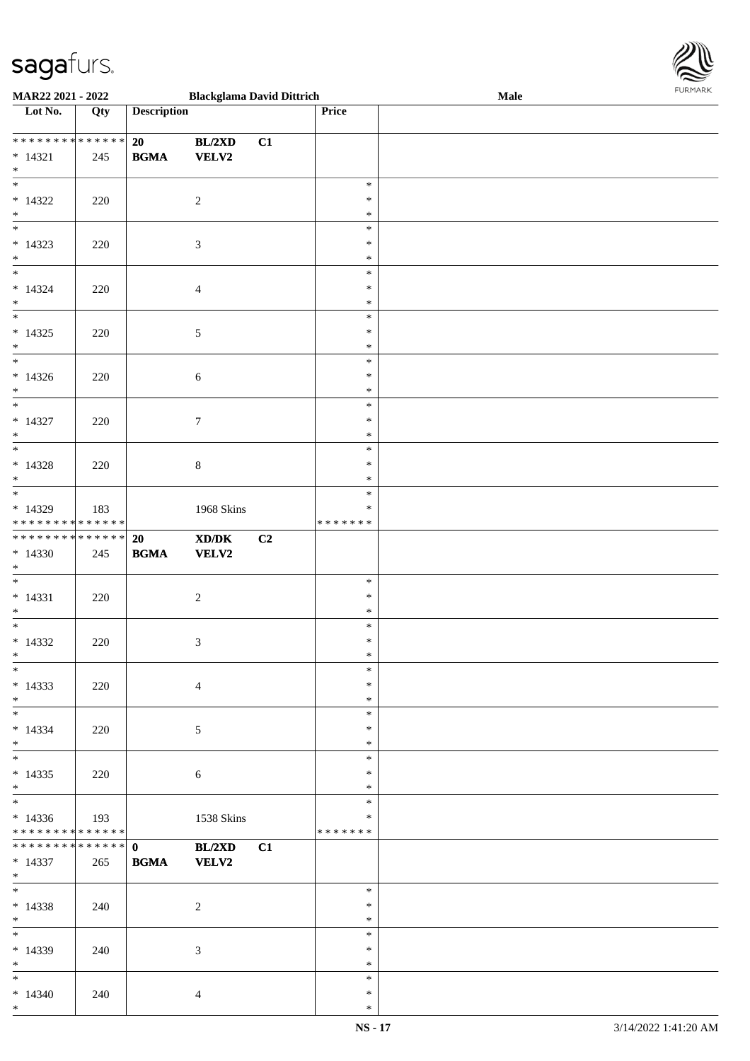**MAR22 2021 - 2022** **Blackglama David Dittrich** **Male**

| Lot No. | Qty | Description | | | Price | |
|---|---|---|---|---|---|---|
| * * * * * * * * * * * * * * | | 20 | BL/2XD | C1 | | |
| * 14321 | 245 | BGMA | VELV2 | | | |
| * | | | | | | |
| * | | | | | * | |
| * 14322 | 220 | | 2 | | * | |
| * | | | | | * | |
| * | | | | | * | |
| * 14323 | 220 | | 3 | | * | |
| * | | | | | * | |
| * | | | | | * | |
| * 14324 | 220 | | 4 | | * | |
| * | | | | | * | |
| * | | | | | * | |
| * 14325 | 220 | | 5 | | * | |
| * | | | | | * | |
| * | | | | | * | |
| * 14326 | 220 | | 6 | | * | |
| * | | | | | * | |
| * | | | | | * | |
| * 14327 | 220 | | 7 | | * | |
| * | | | | | * | |
| * | | | | | * | |
| * 14328 | 220 | | 8 | | * | |
| * | | | | | * | |
| * | | | | | * | |
| * 14329 | 183 | | 1968 Skins | | * | |
| * * * * * * * * * * * * * * | | | | | * * * * * * * | |
| * * * * * * * * * * * * * * | | 20 | XD/DK | C2 | | |
| * 14330 | 245 | BGMA | VELV2 | | | |
| * | | | | | | |
| * | | | | | * | |
| * 14331 | 220 | | 2 | | * | |
| * | | | | | * | |
| * | | | | | * | |
| * 14332 | 220 | | 3 | | * | |
| * | | | | | * | |
| * | | | | | * | |
| * 14333 | 220 | | 4 | | * | |
| * | | | | | * | |
| * | | | | | * | |
| * 14334 | 220 | | 5 | | * | |
| * | | | | | * | |
| * | | | | | * | |
| * 14335 | 220 | | 6 | | * | |
| * | | | | | * | |
| * | | | | | * | |
| * 14336 | 193 | | 1538 Skins | | * | |
| * * * * * * * * * * * * * * | | | | | * * * * * * * | |
| * * * * * * * * * * * * * * | | 0 | BL/2XD | C1 | | |
| * 14337 | 265 | BGMA | VELV2 | | | |
| * | | | | | | |
| * | | | | | * | |
| * 14338 | 240 | | 2 | | * | |
| * | | | | | * | |
| * | | | | | * | |
| * 14339 | 240 | | 3 | | * | |
| * | | | | | * | |
| * | | | | | * | |
| * 14340 | 240 | | 4 | | * | |
| * | | | | | * | |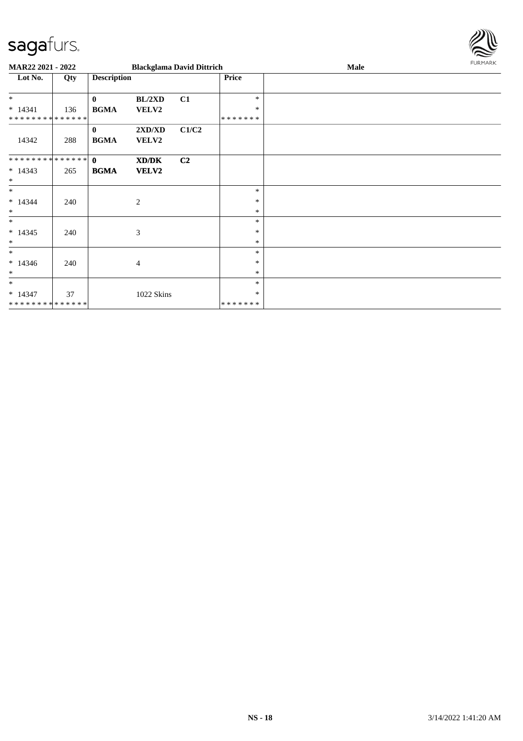| Lot No. | Qty | Description | | | Price | |
|---|---|---|---|---|---|---|
| * | | 0 | BL/2XD | C1 | * | |
| * 14341 | 136 | BGMA | VELV2 | | * | |
| * * * * * * * * * * * * * * | | | | | * * * * * * * | |
| | | 0 | 2XD/XD | C1/C2 | | |
| 14342 | 288 | BGMA | VELV2 | | | |
| * * * * * * * * * * * * * * | | 0 | XD/DK | C2 | | |
| * 14343 | 265 | BGMA | VELV2 | | | |
| * | | | | | | |
| * | | | | | * | |
| * 14344 | 240 | | 2 | | * | |
| * | | | | | * | |
| * | | | | | * | |
| * 14345 | 240 | | 3 | | * | |
| * | | | | | * | |
| * | | | | | * | |
| * 14346 | 240 | | 4 | | * | |
| * | | | | | * | |
| * | | | | | * | |
| * 14347 | 37 | | 1022 Skins | | * | |
| * * * * * * * * * * * * * * | | | | | * * * * * * * | |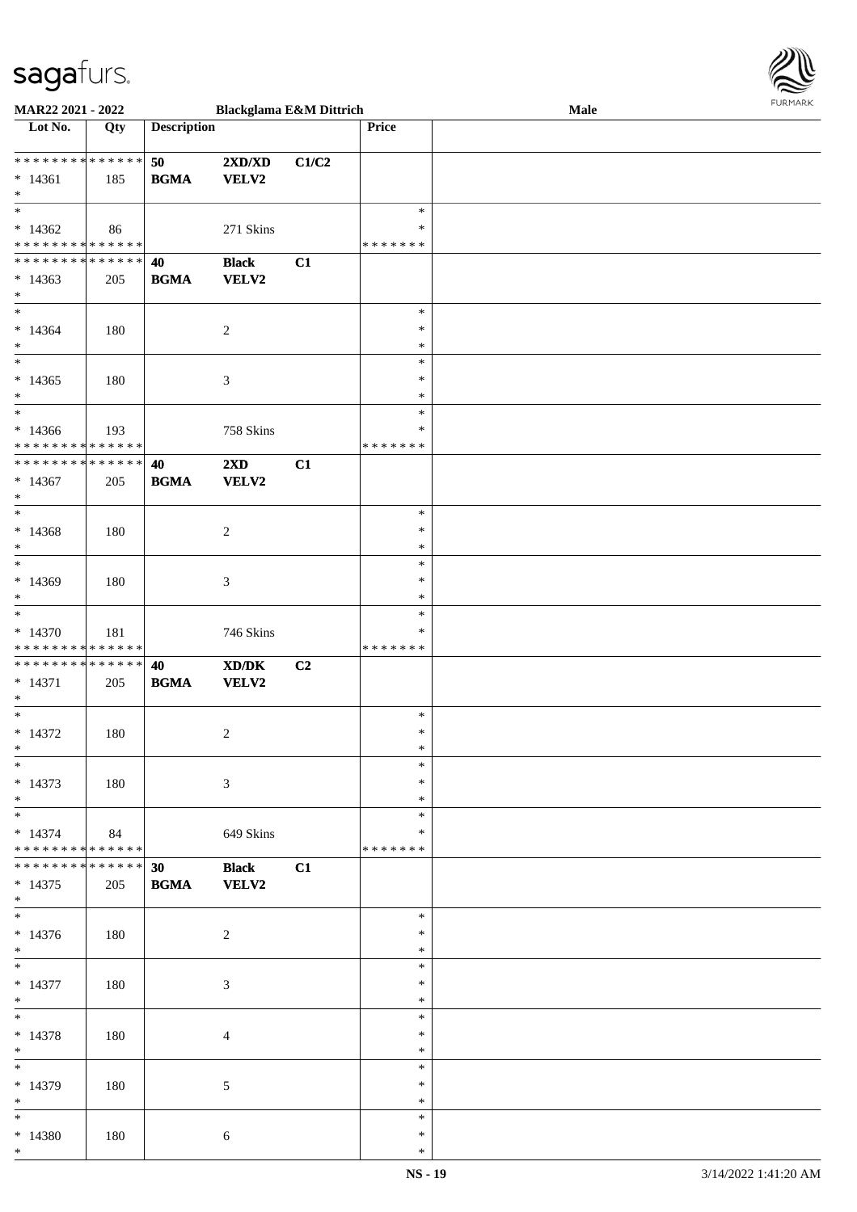**MAR22 2021 - 2022** **Blackglama E&M Dittrich** **Male**

| Lot No. | Qty | Description | | | Price | |
|---|---|---|---|---|---|---|
| * * * * * * * * * * * * * * | | 50 | 2XD/XD | C1/C2 | | |
| * 14361 | 185 | BGMA | VELV2 | | | |
| * | | | | | | |
| * | | | | | * | |
| * 14362 | 86 | | 271 Skins | | * | |
| * * * * * * * * * * * * * * | | | | | * * * * * * * | |
| * * * * * * * * * * * * * * | | 40 | Black | C1 | | |
| * 14363 | 205 | BGMA | VELV2 | | | |
| * | | | | | | |
| * | | | | | * | |
| * 14364 | 180 | | 2 | | * | |
| * | | | | | * | |
| * | | | | | * | |
| * 14365 | 180 | | 3 | | * | |
| * | | | | | * | |
| * | | | | | * | |
| * 14366 | 193 | | 758 Skins | | * | |
| * * * * * * * * * * * * * * | | | | | * * * * * * * | |
| * * * * * * * * * * * * * * | | 40 | 2XD | C1 | | |
| * 14367 | 205 | BGMA | VELV2 | | | |
| * | | | | | | |
| * | | | | | * | |
| * 14368 | 180 | | 2 | | * | |
| * | | | | | * | |
| * | | | | | * | |
| * 14369 | 180 | | 3 | | * | |
| * | | | | | * | |
| * | | | | | * | |
| * 14370 | 181 | | 746 Skins | | * | |
| * * * * * * * * * * * * * * | | | | | * * * * * * * | |
| * * * * * * * * * * * * * * | | 40 | XD/DK | C2 | | |
| * 14371 | 205 | BGMA | VELV2 | | | |
| * | | | | | | |
| * | | | | | * | |
| * 14372 | 180 | | 2 | | * | |
| * | | | | | * | |
| * | | | | | * | |
| * 14373 | 180 | | 3 | | * | |
| * | | | | | * | |
| * | | | | | * | |
| * 14374 | 84 | | 649 Skins | | * | |
| * * * * * * * * * * * * * * | | | | | * * * * * * * | |
| * * * * * * * * * * * * * * | | 30 | Black | C1 | | |
| * 14375 | 205 | BGMA | VELV2 | | | |
| * | | | | | | |
| * | | | | | * | |
| * 14376 | 180 | | 2 | | * | |
| * | | | | | * | |
| * | | | | | * | |
| * 14377 | 180 | | 3 | | * | |
| * | | | | | * | |
| * | | | | | * | |
| * 14378 | 180 | | 4 | | * | |
| * | | | | | * | |
| * | | | | | * | |
| * 14379 | 180 | | 5 | | * | |
| * | | | | | * | |
| * | | | | | * | |
| * 14380 | 180 | | 6 | | * | |
| * | | | | | * | |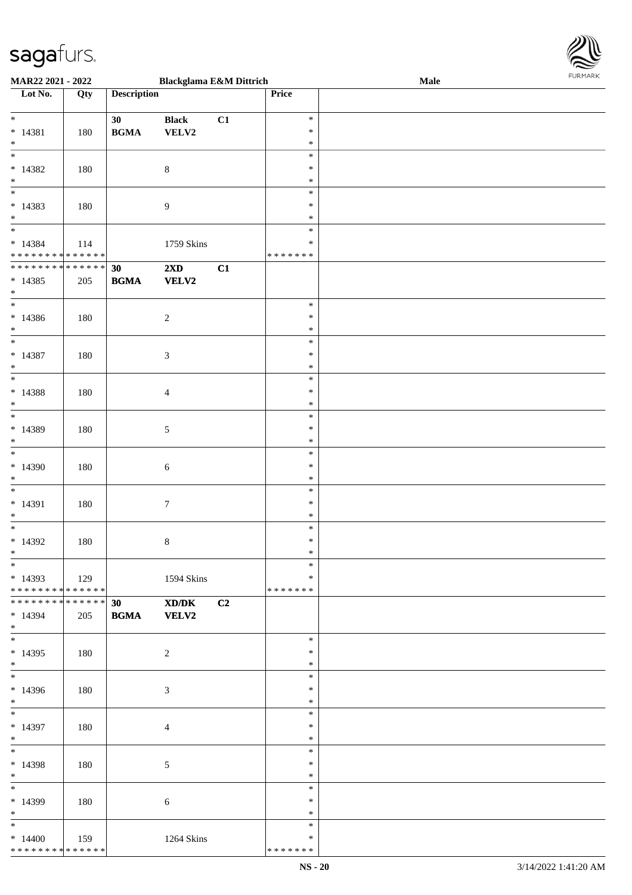MAR22 2021 - 2022 — Blackglama E&M Dittrich — Male

| Lot No. | Qty | Description | | | Price | |
|---|---|---|---|---|---|---|
| * <br> * 14381 <br> * | 180 | 30 <br> **BGMA** | **Black** <br> **VELV2** | **C1** | * <br> * <br> * | |
| * <br> * 14382 <br> * | 180 | | 8 | | * <br> * <br> * | |
| * <br> * 14383 <br> * | 180 | | 9 | | * <br> * <br> * | |
| * <br> * 14384 <br> * * * * * * * * * * * * * * | 114 | | 1759 Skins | | * <br> * <br> * * * * * * * | |
| * * * * * * * * * * * * * * <br> * 14385 <br> * | 205 | **30** <br> **BGMA** | **2XD** <br> **VELV2** | **C1** | | |
| * <br> * 14386 <br> * | 180 | | 2 | | * <br> * <br> * | |
| * <br> * 14387 <br> * | 180 | | 3 | | * <br> * <br> * | |
| * <br> * 14388 <br> * | 180 | | 4 | | * <br> * <br> * | |
| * <br> * 14389 <br> * | 180 | | 5 | | * <br> * <br> * | |
| * <br> * 14390 <br> * | 180 | | 6 | | * <br> * <br> * | |
| * <br> * 14391 <br> * | 180 | | 7 | | * <br> * <br> * | |
| * <br> * 14392 <br> * | 180 | | 8 | | * <br> * <br> * | |
| * <br> * 14393 <br> * * * * * * * * * * * * * * | 129 | | 1594 Skins | | * <br> * <br> * * * * * * * | |
| * * * * * * * * * * * * * * <br> * 14394 <br> * | 205 | **30** <br> **BGMA** | **XD/DK** <br> **VELV2** | **C2** | | |
| * <br> * 14395 <br> * | 180 | | 2 | | * <br> * <br> * | |
| * <br> * 14396 <br> * | 180 | | 3 | | * <br> * <br> * | |
| * <br> * 14397 <br> * | 180 | | 4 | | * <br> * <br> * | |
| * <br> * 14398 <br> * | 180 | | 5 | | * <br> * <br> * | |
| * <br> * 14399 <br> * | 180 | | 6 | | * <br> * <br> * | |
| * <br> * 14400 <br> * * * * * * * * * * * * * * | 159 | | 1264 Skins | | * <br> * <br> * * * * * * * | |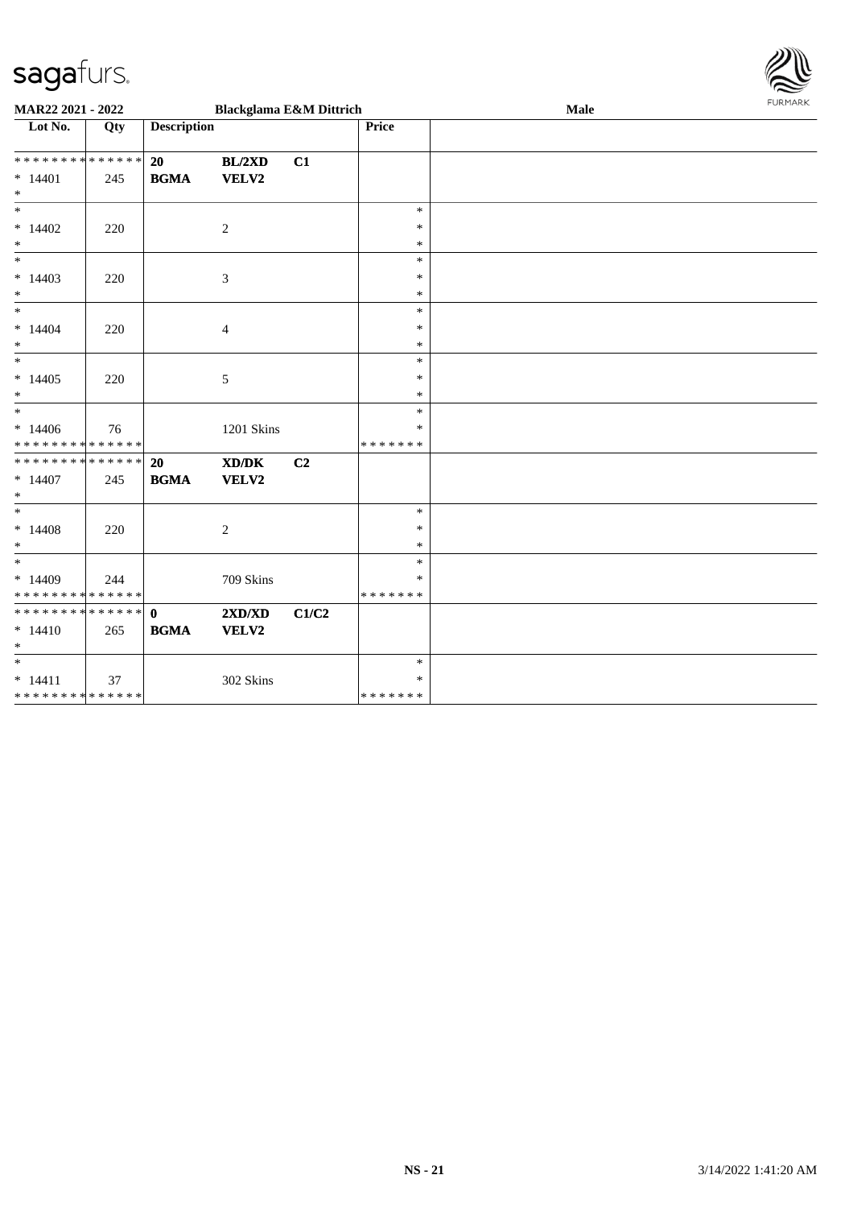MAR22 2021 - 2022 | Blackglama E&M Dittrich | Male

| Lot No. | Qty | Description | | | Price | |
|---|---|---|---|---|---|---|
| * * * * * * * * * * * * * * | | 20 | BL/2XD | C1 | | |
| * 14401 | 245 | BGMA | VELV2 | | | |
| * | | | | | | |
| * | | | | | * | |
| * 14402 | 220 | | 2 | | * | |
| * | | | | | * | |
| * | | | | | * | |
| * 14403 | 220 | | 3 | | * | |
| * | | | | | * | |
| * | | | | | * | |
| * 14404 | 220 | | 4 | | * | |
| * | | | | | * | |
| * | | | | | * | |
| * 14405 | 220 | | 5 | | * | |
| * | | | | | * | |
| * | | | | | * | |
| * 14406 | 76 | | 1201 Skins | | * | |
| * * * * * * * * * * * * * * | | | | | * * * * * * * | |
| * * * * * * * * * * * * * * | | 20 | XD/DK | C2 | | |
| * 14407 | 245 | BGMA | VELV2 | | | |
| * | | | | | | |
| * | | | | | * | |
| * 14408 | 220 | | 2 | | * | |
| * | | | | | * | |
| * | | | | | * | |
| * 14409 | 244 | | 709 Skins | | * | |
| * * * * * * * * * * * * * * | | | | | * * * * * * * | |
| * * * * * * * * * * * * * * | | 0 | 2XD/XD | C1/C2 | | |
| * 14410 | 265 | BGMA | VELV2 | | | |
| * | | | | | | |
| * | | | | | * | |
| * 14411 | 37 | | 302 Skins | | * | |
| * * * * * * * * * * * * * * | | | | | * * * * * * * | |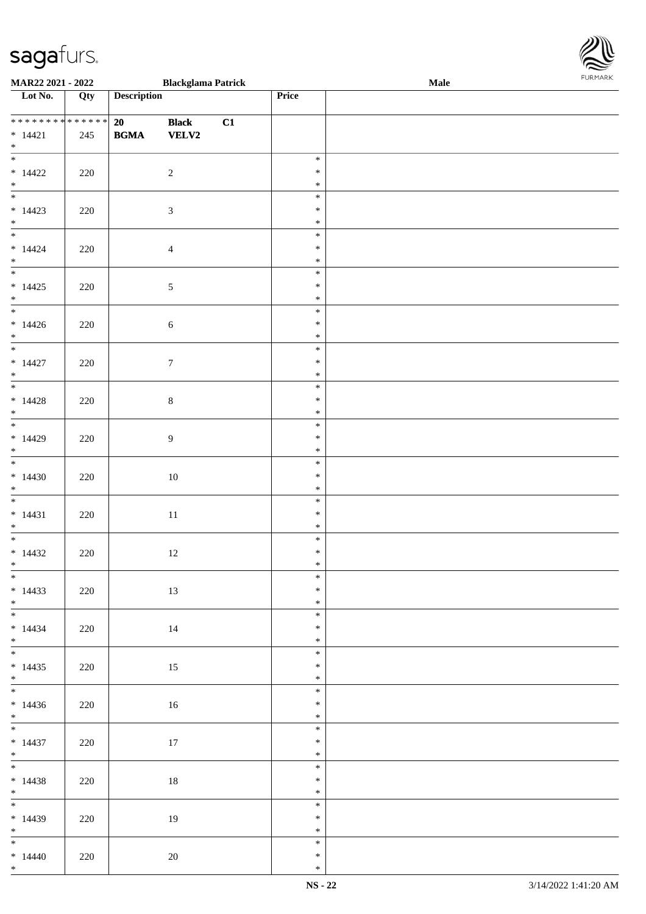| Lot No. | Qty | Description | | | Price | |
|---|---|---|---|---|---|---|
| * * * * * * * * * * * * * * | | 20 | Black | C1 | | |
| * 14421 | 245 | BGMA | VELV2 | | | |
| * | | | | | | |
| * 14422 | 220 | | 2 | | * * * | |
| * 14423 | 220 | | 3 | | * * * | |
| * 14424 | 220 | | 4 | | * * * | |
| * 14425 | 220 | | 5 | | * * * | |
| * 14426 | 220 | | 6 | | * * * | |
| * 14427 | 220 | | 7 | | * * * | |
| * 14428 | 220 | | 8 | | * * * | |
| * 14429 | 220 | | 9 | | * * * | |
| * 14430 | 220 | | 10 | | * * * | |
| * 14431 | 220 | | 11 | | * * * | |
| * 14432 | 220 | | 12 | | * * * | |
| * 14433 | 220 | | 13 | | * * * | |
| * 14434 | 220 | | 14 | | * * * | |
| * 14435 | 220 | | 15 | | * * * | |
| * 14436 | 220 | | 16 | | * * * | |
| * 14437 | 220 | | 17 | | * * * | |
| * 14438 | 220 | | 18 | | * * * | |
| * 14439 | 220 | | 19 | | * * * | |
| * 14440 | 220 | | 20 | | * * * | |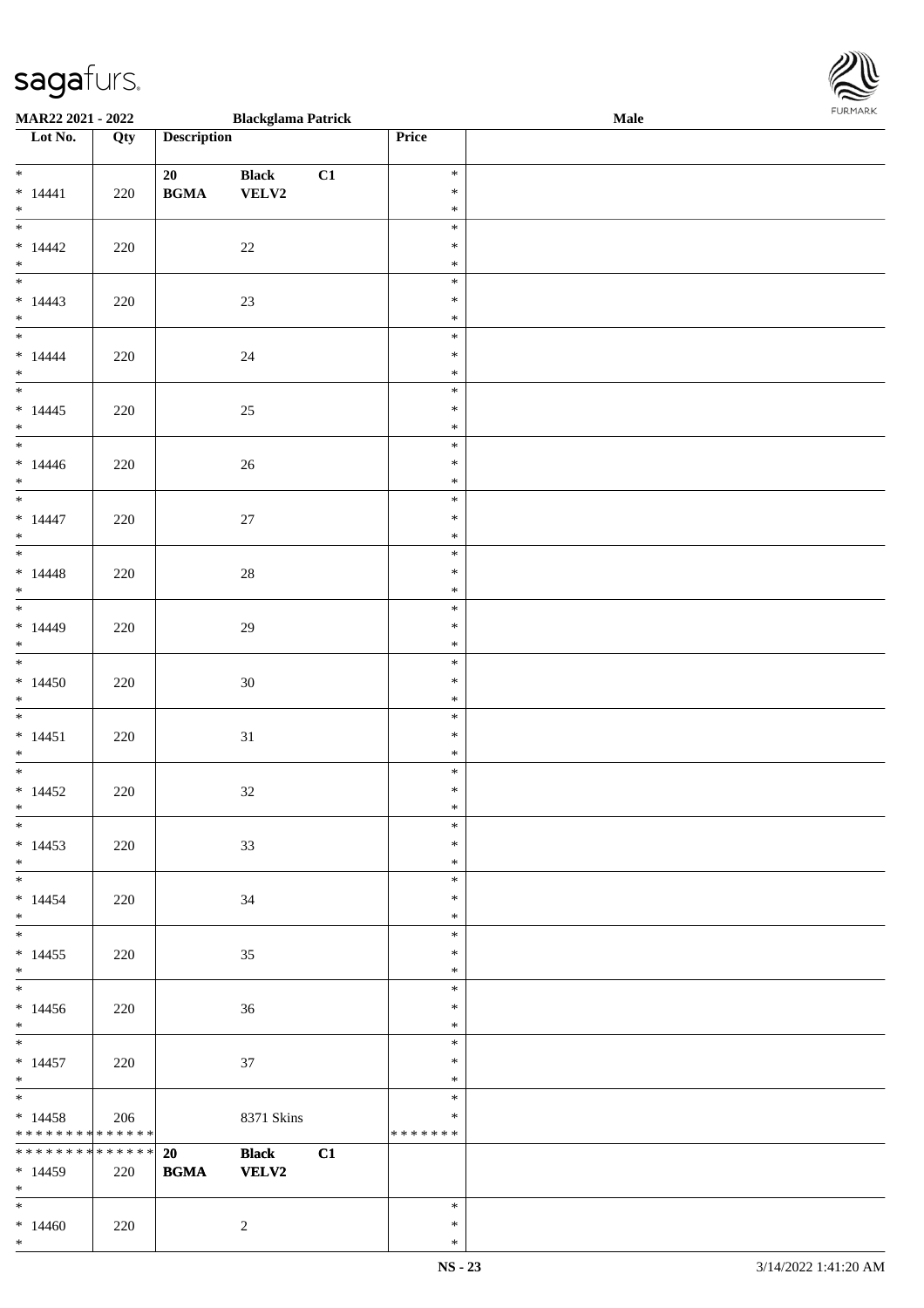MAR22 2021 - 2022 Blackglama Patrick Male

| Lot No. | Qty | Description | | | Price | |
|---|---|---|---|---|---|---|
| * 14441 * | 220 | 20 BGMA | Black VELV2 | C1 | * * * | |
| * 14442 * | 220 | | 22 | | * * * | |
| * 14443 * | 220 | | 23 | | * * * | |
| * 14444 * | 220 | | 24 | | * * * | |
| * 14445 * | 220 | | 25 | | * * * | |
| * 14446 * | 220 | | 26 | | * * * | |
| * 14447 * | 220 | | 27 | | * * * | |
| * 14448 * | 220 | | 28 | | * * * | |
| * 14449 * | 220 | | 29 | | * * * | |
| * 14450 * | 220 | | 30 | | * * * | |
| * 14451 * | 220 | | 31 | | * * * | |
| * 14452 * | 220 | | 32 | | * * * | |
| * 14453 * | 220 | | 33 | | * * * | |
| * 14454 * | 220 | | 34 | | * * * | |
| * 14455 * | 220 | | 35 | | * * * | |
| * 14456 * | 220 | | 36 | | * * * | |
| * 14457 * | 220 | | 37 | | * * * | |
| * 14458 * * * * * * * * * * * * * * | 206 | | 8371 Skins | | * * * * * * * * * | |
| * * * * * * * * * * * * * * 14459 * | 220 | 20 BGMA | Black VELV2 | C1 | | |
| * 14460 * | 220 | | 2 | | * * * | |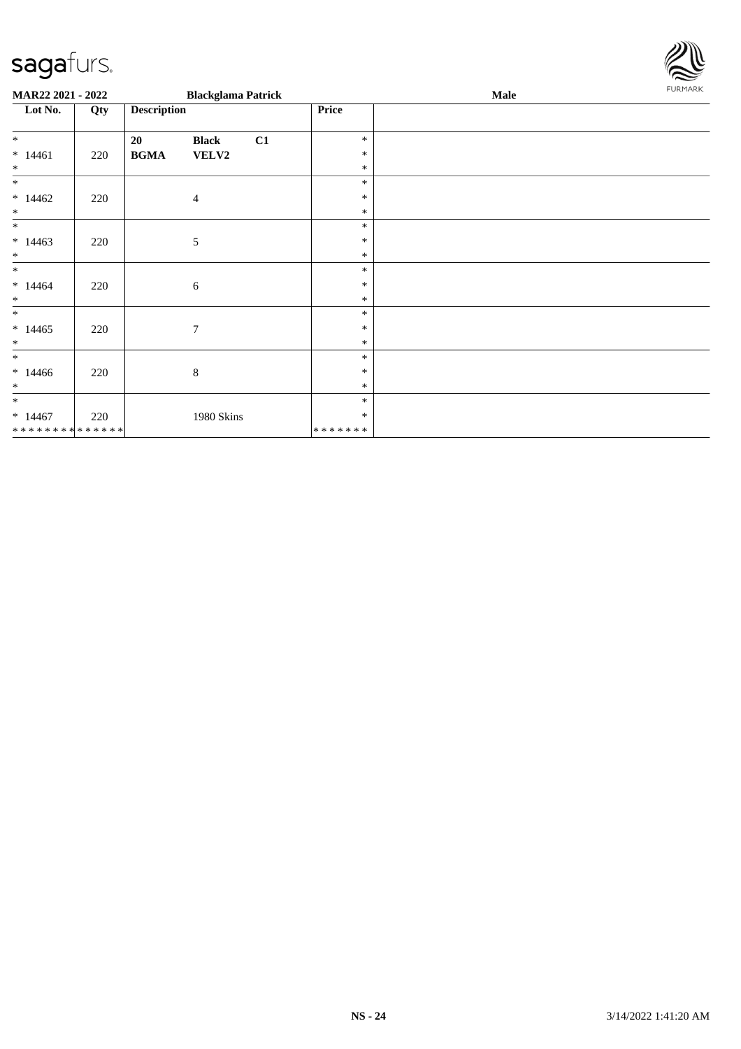**MAR22 2021 - 2022** **Blackglama Patrick** **Male**

| Lot No. | Qty | Description | | | Price | |
|---|---|---|---|---|---|---|
| * <br> * 14461 <br> * | 220 | **20** <br> **BGMA** | **Black** <br> **VELV2** | **C1** | * <br> * <br> * | |
| * <br> * 14462 <br> * | 220 | | 4 | | * <br> * <br> * | |
| * <br> * 14463 <br> * | 220 | | 5 | | * <br> * <br> * | |
| * <br> * 14464 <br> * | 220 | | 6 | | * <br> * <br> * | |
| * <br> * 14465 <br> * | 220 | | 7 | | * <br> * <br> * | |
| * <br> * 14466 <br> * | 220 | | 8 | | * <br> * <br> * | |
| * <br> * 14467 <br> * * * * * * * * * * * * * * | 220 | | 1980 Skins | | * <br> * <br> * * * * * * * | |

NS - 24 3/14/2022 1:41:20 AM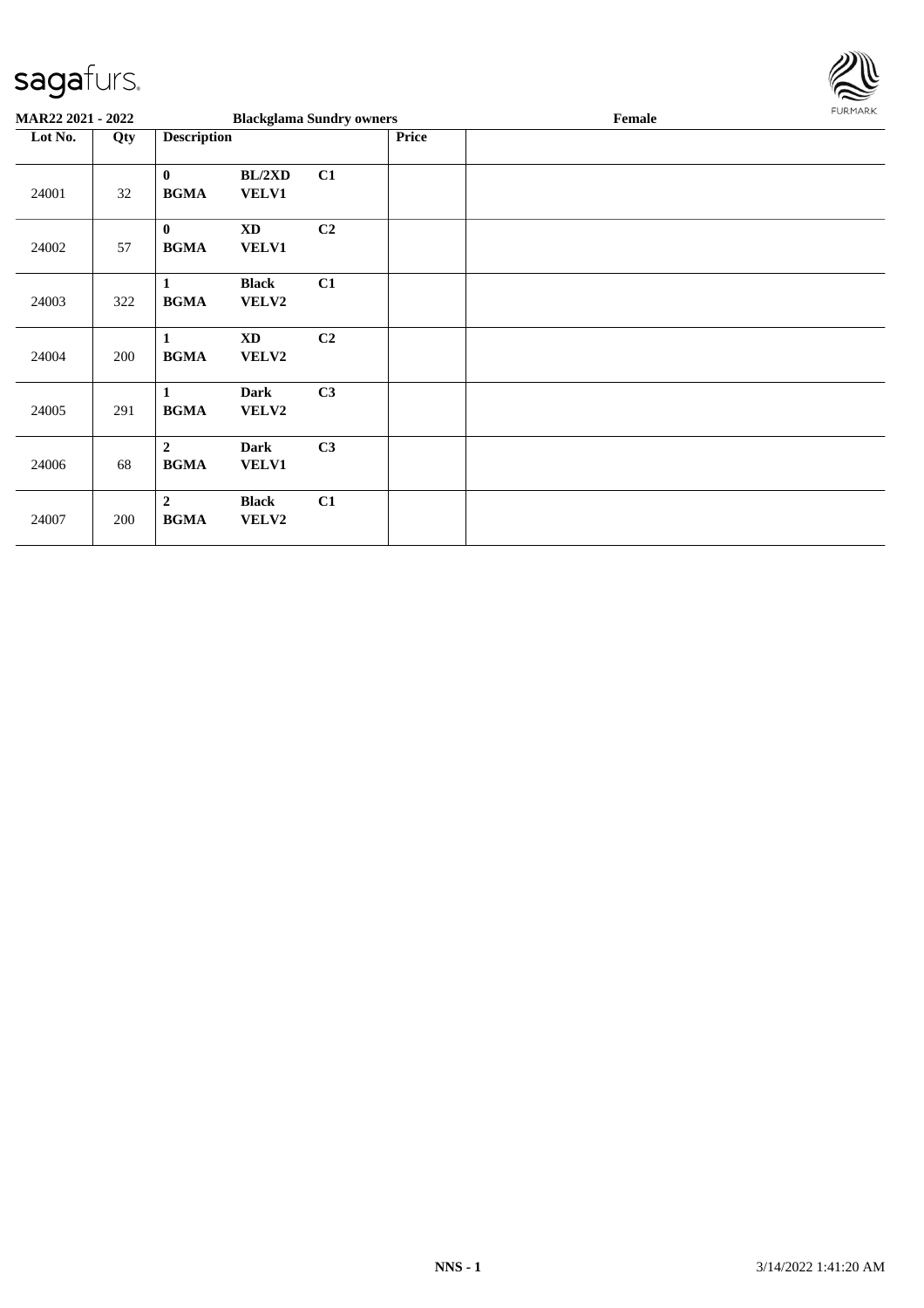**MAR22 2021 - 2022** **Blackglama Sundry owners** **Female**

| Lot No. | Qty | Description | | | Price | |
|---|---|---|---|---|---|---|
| 24001 | 32 | **0** **BGMA** | **BL/2XD** **VELV1** | **C1** | | |
| 24002 | 57 | **0** **BGMA** | **XD** **VELV1** | **C2** | | |
| 24003 | 322 | **1** **BGMA** | **Black** **VELV2** | **C1** | | |
| 24004 | 200 | **1** **BGMA** | **XD** **VELV2** | **C2** | | |
| 24005 | 291 | **1** **BGMA** | **Dark** **VELV2** | **C3** | | |
| 24006 | 68 | **2** **BGMA** | **Dark** **VELV1** | **C3** | | |
| 24007 | 200 | **2** **BGMA** | **Black** **VELV2** | **C1** | | |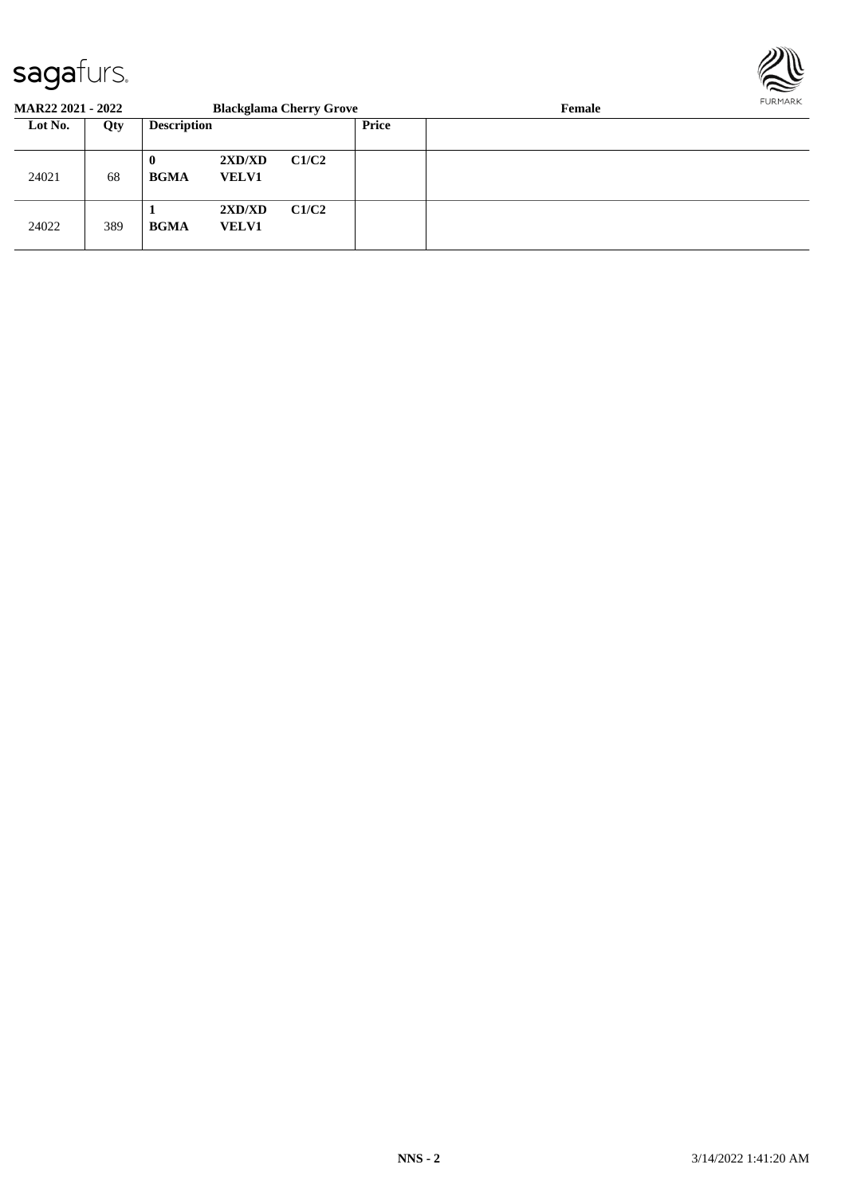**MAR22 2021 - 2022** **Blackglama Cherry Grove** **Female**

| Lot No. | Qty | Description | | | Price | |
|---|---|---|---|---|---|---|
| 24021 | 68 | **0** **BGMA** | **2XD/XD** **VELV1** | **C1/C2** | | |
| 24022 | 389 | **1** **BGMA** | **2XD/XD** **VELV1** | **C1/C2** | | |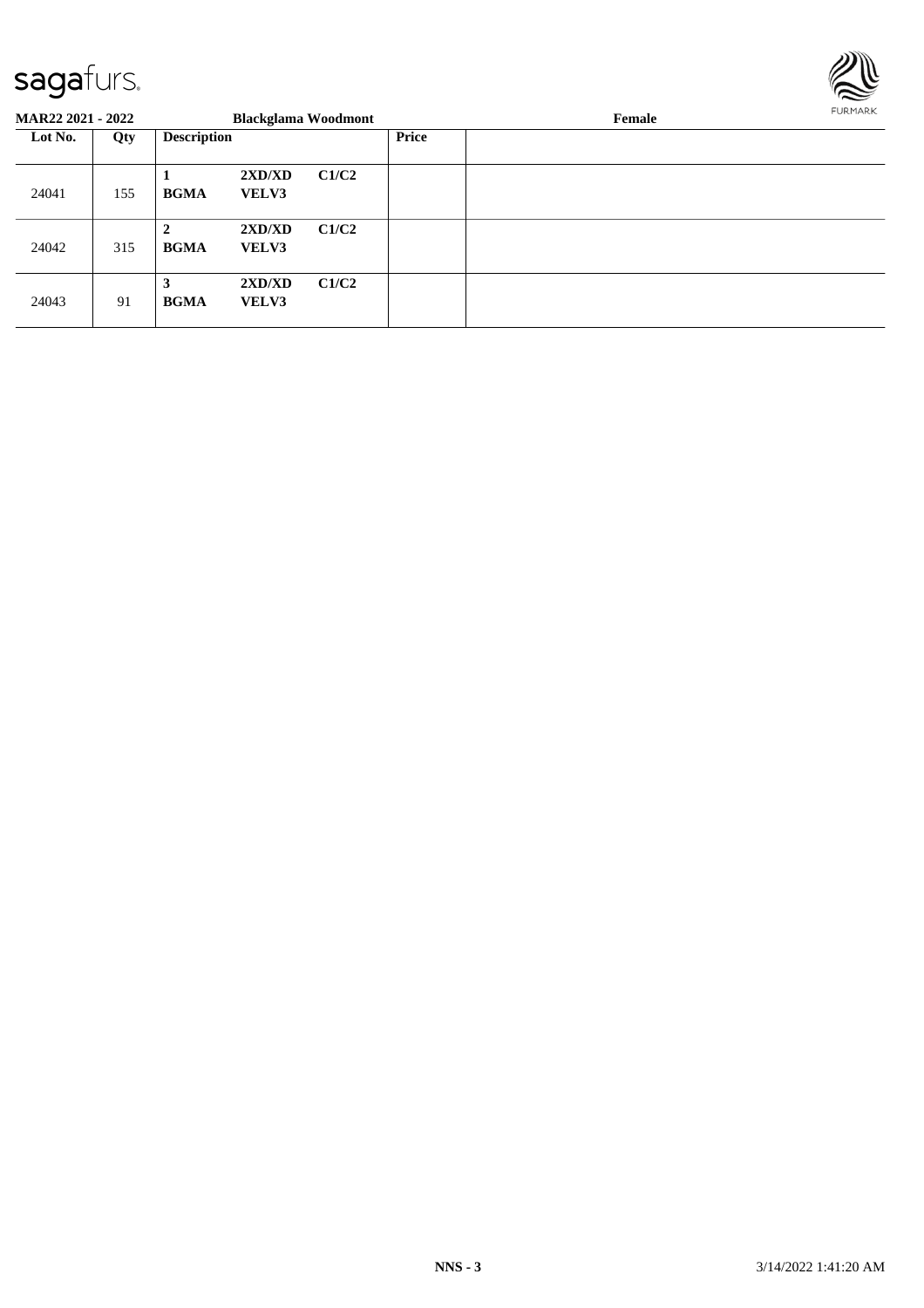**MAR22 2021 - 2022** **Blackglama Woodmont** **Female**

| Lot No. | Qty | Description | | | Price | |
|---|---|---|---|---|---|---|
| 24041 | 155 | **1** **BGMA** | **2XD/XD** **VELV3** | **C1/C2** | | |
| 24042 | 315 | **2** **BGMA** | **2XD/XD** **VELV3** | **C1/C2** | | |
| 24043 | 91 | **3** **BGMA** | **2XD/XD** **VELV3** | **C1/C2** | | |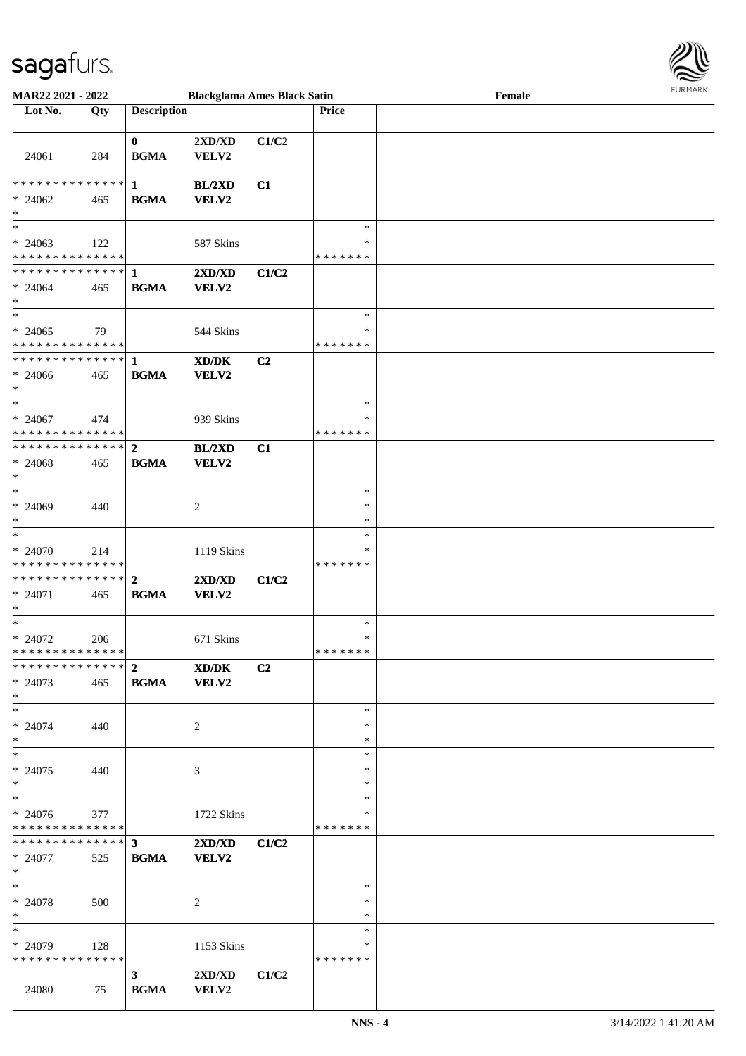**MAR22 2021 - 2022** | **Blackglama Ames Black Satin** | **Female**

| Lot No. | Qty | Description | | | Price | |
|---|---|---|---|---|---|---|
| 24061 | 284 | 0 BGMA | 2XD/XD VELV2 | C1/C2 | | |
| * * * * * * * * * * * * * * * 24062 * | 465 | 1 BGMA | BL/2XD VELV2 | C1 | | |
| * * 24063 * * * * * * * * * * * * * * | 122 | | 587 Skins | | * * * * * * * * * | |
| * * * * * * * * * * * * * * * 24064 * | 465 | 1 BGMA | 2XD/XD VELV2 | C1/C2 | | |
| * * 24065 * * * * * * * * * * * * * * | 79 | | 544 Skins | | * * * * * * * * * | |
| * * * * * * * * * * * * * * * 24066 * | 465 | 1 BGMA | XD/DK VELV2 | C2 | | |
| * * 24067 * * * * * * * * * * * * * * | 474 | | 939 Skins | | * * * * * * * * * | |
| * * * * * * * * * * * * * * * 24068 * | 465 | 2 BGMA | BL/2XD VELV2 | C1 | | |
| * * 24069 * | 440 | | 2 | | * * * | |
| * * 24070 * * * * * * * * * * * * * * | 214 | | 1119 Skins | | * * * * * * * * * | |
| * * * * * * * * * * * * * * * 24071 * | 465 | 2 BGMA | 2XD/XD VELV2 | C1/C2 | | |
| * * 24072 * * * * * * * * * * * * * * | 206 | | 671 Skins | | * * * * * * * * * | |
| * * * * * * * * * * * * * * * 24073 * | 465 | 2 BGMA | XD/DK VELV2 | C2 | | |
| * * 24074 * | 440 | | 2 | | * * * | |
| * * 24075 * | 440 | | 3 | | * * * | |
| * * 24076 * * * * * * * * * * * * * * | 377 | | 1722 Skins | | * * * * * * * * * | |
| * * * * * * * * * * * * * * * 24077 * | 525 | 3 BGMA | 2XD/XD VELV2 | C1/C2 | | |
| * * 24078 * | 500 | | 2 | | * * * | |
| * * 24079 * * * * * * * * * * * * * * | 128 | | 1153 Skins | | * * * * * * * * * | |
| 24080 | 75 | 3 BGMA | 2XD/XD VELV2 | C1/C2 | | |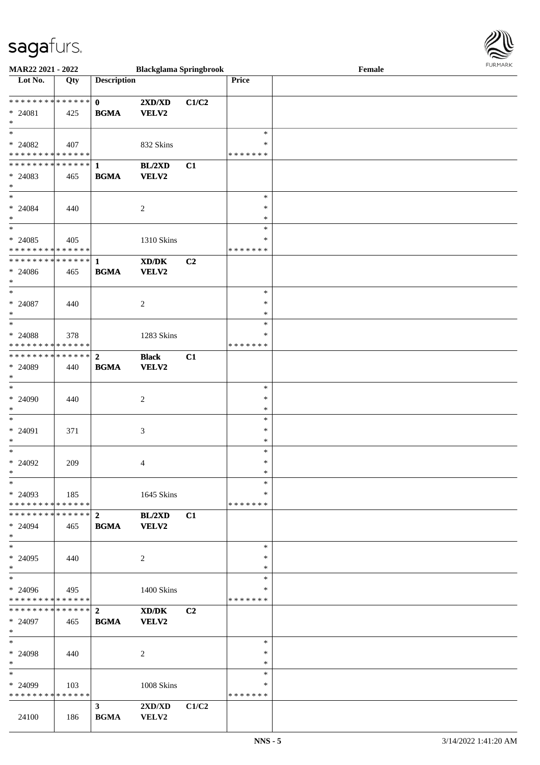MAR22 2021 - 2022 | Blackglama Springbrook | Female

| Lot No. | Qty | Description | | | Price | |
|---|---|---|---|---|---|---|
| * * * * * * * * * * * * * * | | 0 | 2XD/XD | C1/C2 | | |
| * 24081 | 425 | BGMA | VELV2 | | | |
| * | | | | | | |
| * | | | | | * | |
| * 24082 | 407 | | 832 Skins | | * | |
| * * * * * * * * * * * * * * | | | | | * * * * * * * | |
| * * * * * * * * * * * * * * | | 1 | BL/2XD | C1 | | |
| * 24083 | 465 | BGMA | VELV2 | | | |
| * | | | | | | |
| * | | | | | * | |
| * 24084 | 440 | | 2 | | * | |
| * | | | | | * | |
| * | | | | | * | |
| * 24085 | 405 | | 1310 Skins | | * | |
| * * * * * * * * * * * * * * | | | | | * * * * * * * | |
| * * * * * * * * * * * * * * | | 1 | XD/DK | C2 | | |
| * 24086 | 465 | BGMA | VELV2 | | | |
| * | | | | | | |
| * | | | | | * | |
| * 24087 | 440 | | 2 | | * | |
| * | | | | | * | |
| * | | | | | * | |
| * 24088 | 378 | | 1283 Skins | | * | |
| * * * * * * * * * * * * * * | | | | | * * * * * * * | |
| * * * * * * * * * * * * * * | | 2 | Black | C1 | | |
| * 24089 | 440 | BGMA | VELV2 | | | |
| * | | | | | | |
| * | | | | | * | |
| * 24090 | 440 | | 2 | | * | |
| * | | | | | * | |
| * | | | | | * | |
| * 24091 | 371 | | 3 | | * | |
| * | | | | | * | |
| * | | | | | * | |
| * 24092 | 209 | | 4 | | * | |
| * | | | | | * | |
| * | | | | | * | |
| * 24093 | 185 | | 1645 Skins | | * | |
| * * * * * * * * * * * * * * | | | | | * * * * * * * | |
| * * * * * * * * * * * * * * | | 2 | BL/2XD | C1 | | |
| * 24094 | 465 | BGMA | VELV2 | | | |
| * | | | | | | |
| * | | | | | * | |
| * 24095 | 440 | | 2 | | * | |
| * | | | | | * | |
| * | | | | | * | |
| * 24096 | 495 | | 1400 Skins | | * | |
| * * * * * * * * * * * * * * | | | | | * * * * * * * | |
| * * * * * * * * * * * * * * | | 2 | XD/DK | C2 | | |
| * 24097 | 465 | BGMA | VELV2 | | | |
| * | | | | | | |
| * | | | | | * | |
| * 24098 | 440 | | 2 | | * | |
| * | | | | | * | |
| * | | | | | * | |
| * 24099 | 103 | | 1008 Skins | | * | |
| * * * * * * * * * * * * * * | | | | | * * * * * * * | |
| | | 3 | 2XD/XD | C1/C2 | | |
| 24100 | 186 | BGMA | VELV2 | | | |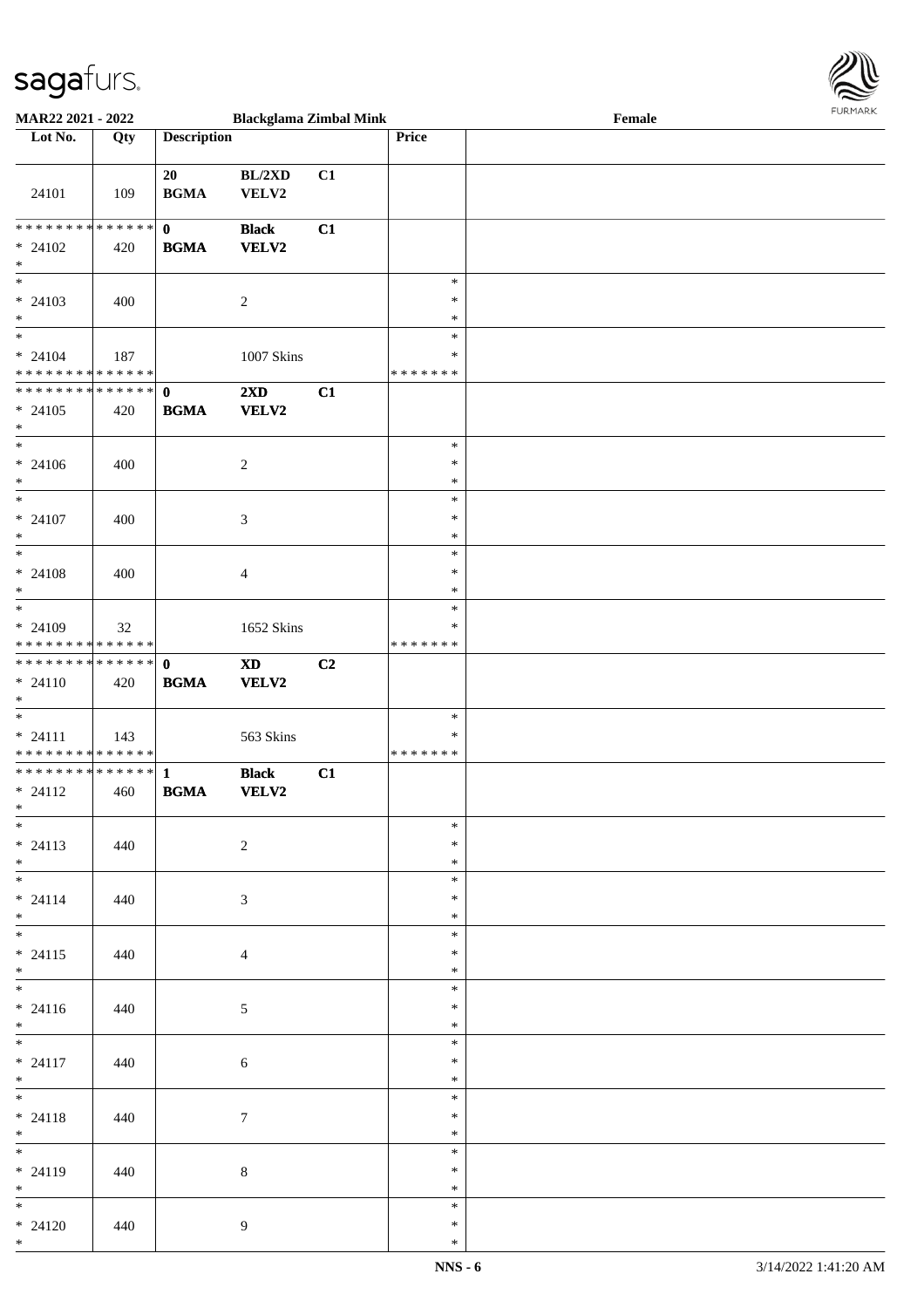**MAR22 2021 - 2022** **Blackglama Zimbal Mink** **Female**

| Lot No. | Qty | Description | | | Price | |
|---|---|---|---|---|---|---|
| 24101 | 109 | 20 BGMA | BL/2XD VELV2 | C1 | | |
| * * * * * * * * * * * * * * * 24102 * | 420 | **0 BGMA** | **Black VELV2** | **C1** | | |
| * * 24103 * | 400 | | 2 | | * * * | |
| * * 24104 * * * * * * * * * * * * * * | 187 | | 1007 Skins | | * * * * * * * * | |
| * * * * * * * * * * * * * * * 24105 * | 420 | **0 BGMA** | **2XD VELV2** | **C1** | | |
| * * 24106 * | 400 | | 2 | | * * * | |
| * * 24107 * | 400 | | 3 | | * * * | |
| * * 24108 * | 400 | | 4 | | * * * | |
| * * 24109 * * * * * * * * * * * * * * | 32 | | 1652 Skins | | * * * * * * * * | |
| * * * * * * * * * * * * * * * 24110 * | 420 | **0 BGMA** | **XD VELV2** | **C2** | | |
| * * 24111 * * * * * * * * * * * * * * | 143 | | 563 Skins | | * * * * * * * * | |
| * * * * * * * * * * * * * * * 24112 * | 460 | **1 BGMA** | **Black VELV2** | **C1** | | |
| * * 24113 * | 440 | | 2 | | * * * | |
| * * 24114 * | 440 | | 3 | | * * * | |
| * * 24115 * | 440 | | 4 | | * * * | |
| * * 24116 * | 440 | | 5 | | * * * | |
| * * 24117 * | 440 | | 6 | | * * * | |
| * * 24118 * | 440 | | 7 | | * * * | |
| * * 24119 * | 440 | | 8 | | * * * | |
| * * 24120 * | 440 | | 9 | | * * * | |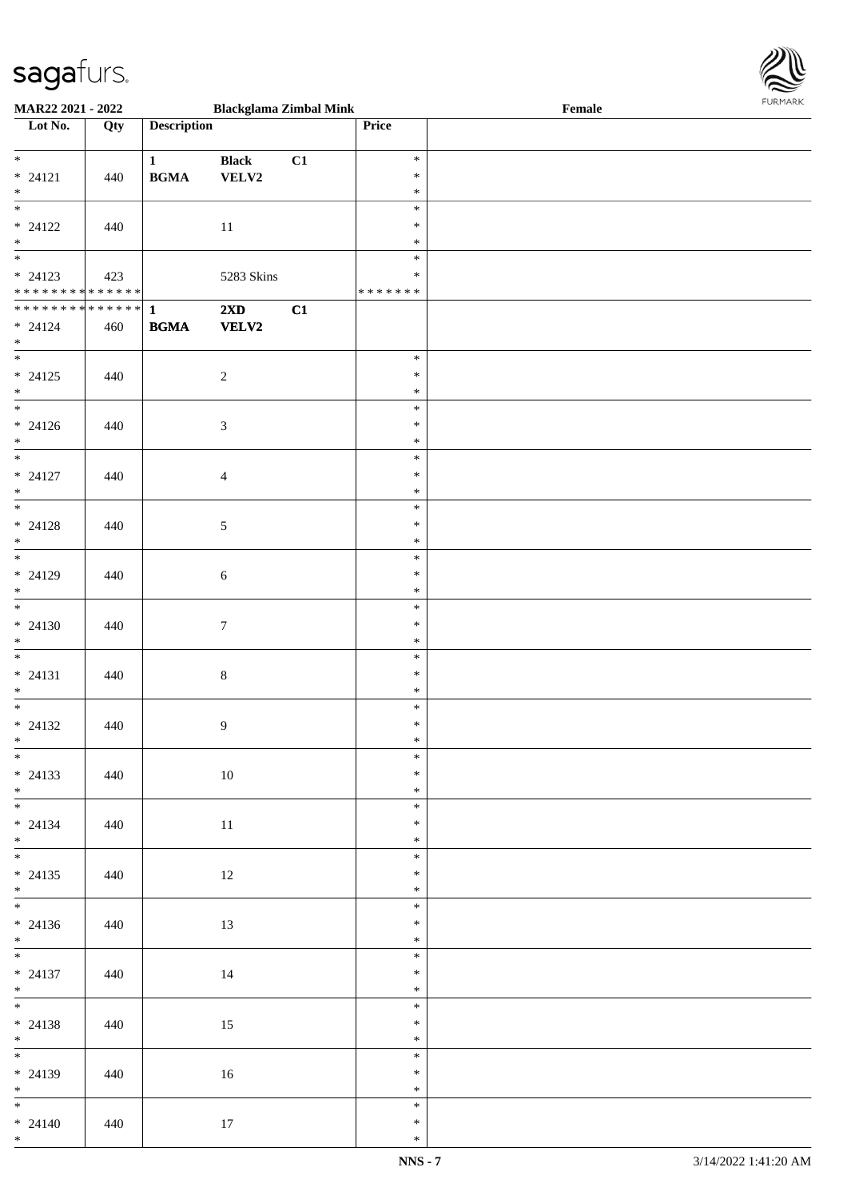MAR22 2021 - 2022 | Blackglama Zimbal Mink | Female

| Lot No. | Qty | Description | | | Price | |
|---|---|---|---|---|---|---|
| * <br> * 24121 <br> * | 440 | 1 <br> BGMA | Black <br> VELV2 | C1 | * <br> * <br> * | |
| * <br> * 24122 <br> * | 440 | | 11 | | * <br> * <br> * | |
| * <br> * 24123 <br> * * * * * * * * * * * * * * | 423 | | 5283 Skins | | * <br> * <br> * * * * * * * | |
| * * * * * * * * * * * * * * <br> * 24124 <br> * | 460 | 1 <br> BGMA | 2XD <br> VELV2 | C1 | | |
| * <br> * 24125 <br> * | 440 | | 2 | | * <br> * <br> * | |
| * <br> * 24126 <br> * | 440 | | 3 | | * <br> * <br> * | |
| * <br> * 24127 <br> * | 440 | | 4 | | * <br> * <br> * | |
| * <br> * 24128 <br> * | 440 | | 5 | | * <br> * <br> * | |
| * <br> * 24129 <br> * | 440 | | 6 | | * <br> * <br> * | |
| * <br> * 24130 <br> * | 440 | | 7 | | * <br> * <br> * | |
| * <br> * 24131 <br> * | 440 | | 8 | | * <br> * <br> * | |
| * <br> * 24132 <br> * | 440 | | 9 | | * <br> * <br> * | |
| * <br> * 24133 <br> * | 440 | | 10 | | * <br> * <br> * | |
| * <br> * 24134 <br> * | 440 | | 11 | | * <br> * <br> * | |
| * <br> * 24135 <br> * | 440 | | 12 | | * <br> * <br> * | |
| * <br> * 24136 <br> * | 440 | | 13 | | * <br> * <br> * | |
| * <br> * 24137 <br> * | 440 | | 14 | | * <br> * <br> * | |
| * <br> * 24138 <br> * | 440 | | 15 | | * <br> * <br> * | |
| * <br> * 24139 <br> * | 440 | | 16 | | * <br> * <br> * | |
| * <br> * 24140 <br> * | 440 | | 17 | | * <br> * <br> * | |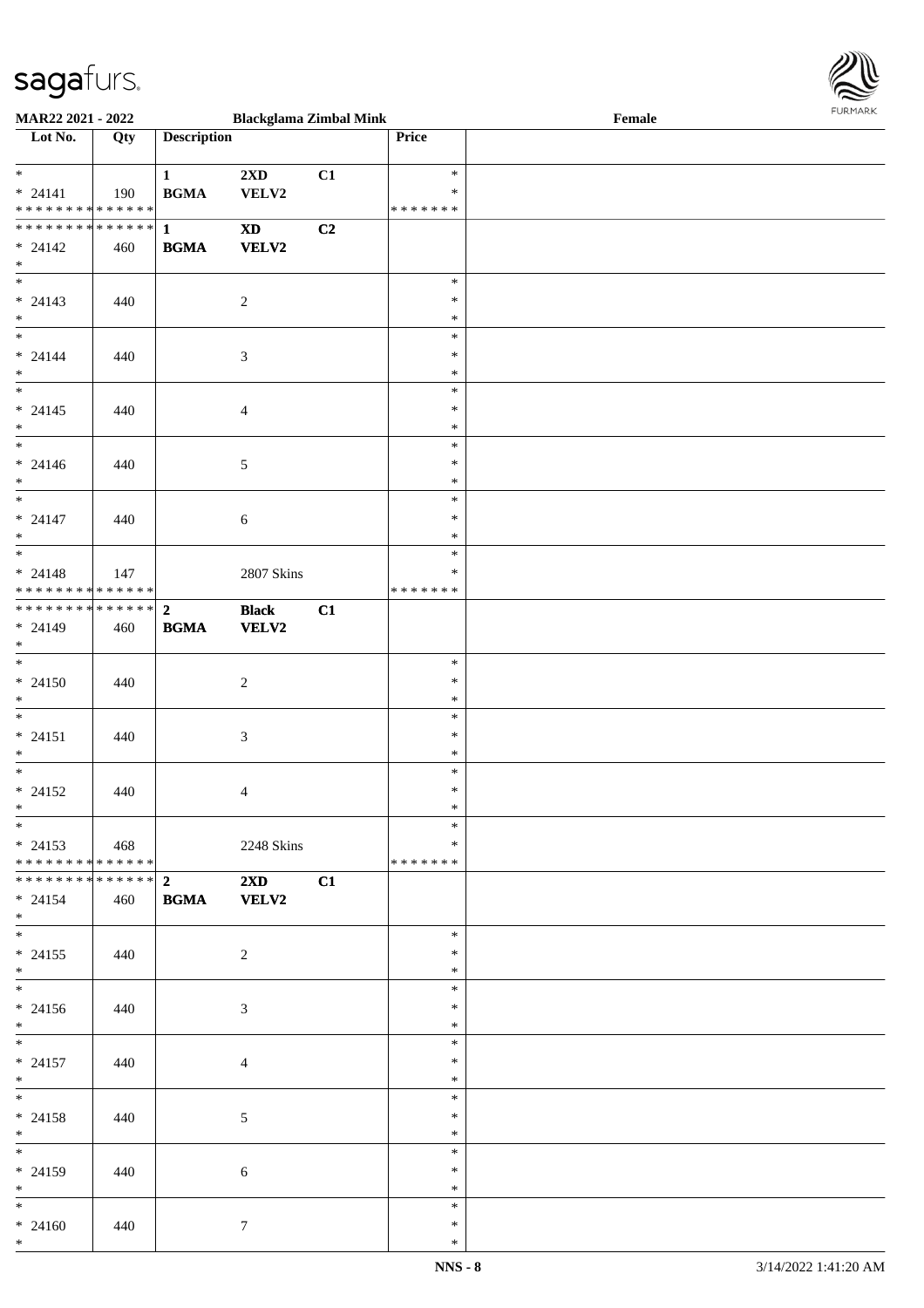MAR22 2021 - 2022 | Blackglama Zimbal Mink | Female

| Lot No. | Qty | Description | | | Price | |
|---|---|---|---|---|---|---|
| * <br> * 24141 <br> * * * * * * * * * * * * * * | 190 | 1 <br> BGMA | 2XD <br> VELV2 | C1 | * <br> * <br> * * * * * * * | |
| * * * * * * * * * * * * * * <br> * 24142 <br> * | 460 | **1** <br> **BGMA** | **XD** <br> **VELV2** | **C2** | | |
| * <br> * 24143 <br> * | 440 | | 2 | | * <br> * <br> * | |
| * <br> * 24144 <br> * | 440 | | 3 | | * <br> * <br> * | |
| * <br> * 24145 <br> * | 440 | | 4 | | * <br> * <br> * | |
| * <br> * 24146 <br> * | 440 | | 5 | | * <br> * <br> * | |
| * <br> * 24147 <br> * | 440 | | 6 | | * <br> * <br> * | |
| * <br> * 24148 <br> * * * * * * * * * * * * * * | 147 | | 2807 Skins | | * <br> * <br> * * * * * * * | |
| * * * * * * * * * * * * * * <br> * 24149 <br> * | 460 | **2** <br> **BGMA** | **Black** <br> **VELV2** | **C1** | | |
| * <br> * 24150 <br> * | 440 | | 2 | | * <br> * <br> * | |
| * <br> * 24151 <br> * | 440 | | 3 | | * <br> * <br> * | |
| * <br> * 24152 <br> * | 440 | | 4 | | * <br> * <br> * | |
| * <br> * 24153 <br> * * * * * * * * * * * * * * | 468 | | 2248 Skins | | * <br> * <br> * * * * * * * | |
| * * * * * * * * * * * * * * <br> * 24154 <br> * | 460 | **2** <br> **BGMA** | **2XD** <br> **VELV2** | **C1** | | |
| * <br> * 24155 <br> * | 440 | | 2 | | * <br> * <br> * | |
| * <br> * 24156 <br> * | 440 | | 3 | | * <br> * <br> * | |
| * <br> * 24157 <br> * | 440 | | 4 | | * <br> * <br> * | |
| * <br> * 24158 <br> * | 440 | | 5 | | * <br> * <br> * | |
| * <br> * 24159 <br> * | 440 | | 6 | | * <br> * <br> * | |
| * <br> * 24160 <br> * | 440 | | 7 | | * <br> * <br> * | |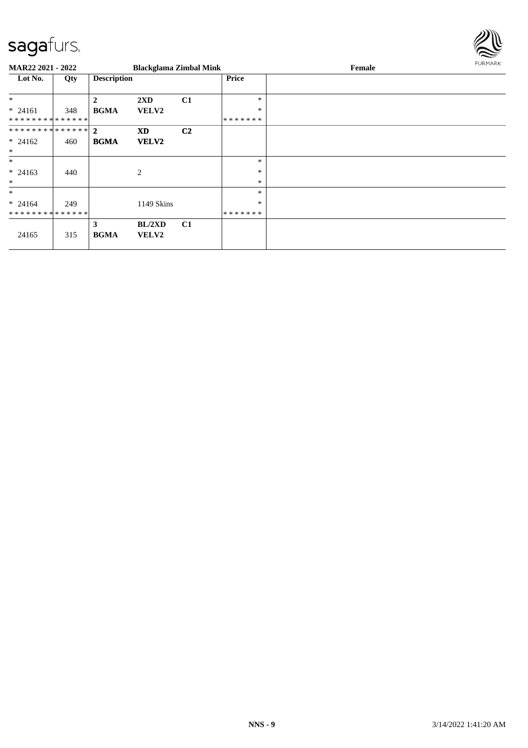**MAR22 2021 - 2022** **Blackglama Zimbal Mink** **Female**

| Lot No. | Qty | Description | | | Price | |
|---|---|---|---|---|---|---|
| * <br> * 24161 <br> * * * * * * * * * * * * * * | 348 | **2** <br> **BGMA** | **2XD** <br> **VELV2** | **C1** | * <br> * <br> * * * * * * * | |
| * * * * * * * * * * * * * * <br> * 24162 <br> * | 460 | **2** <br> **BGMA** | **XD** <br> **VELV2** | **C2** | | |
| * <br> * 24163 <br> * | 440 | | 2 | | * <br> * <br> * | |
| * <br> * 24164 <br> * * * * * * * * * * * * * * | 249 | | 1149 Skins | | * <br> * <br> * * * * * * * | |
| 24165 | 315 | **3** <br> **BGMA** | **BL/2XD** <br> **VELV2** | **C1** | | |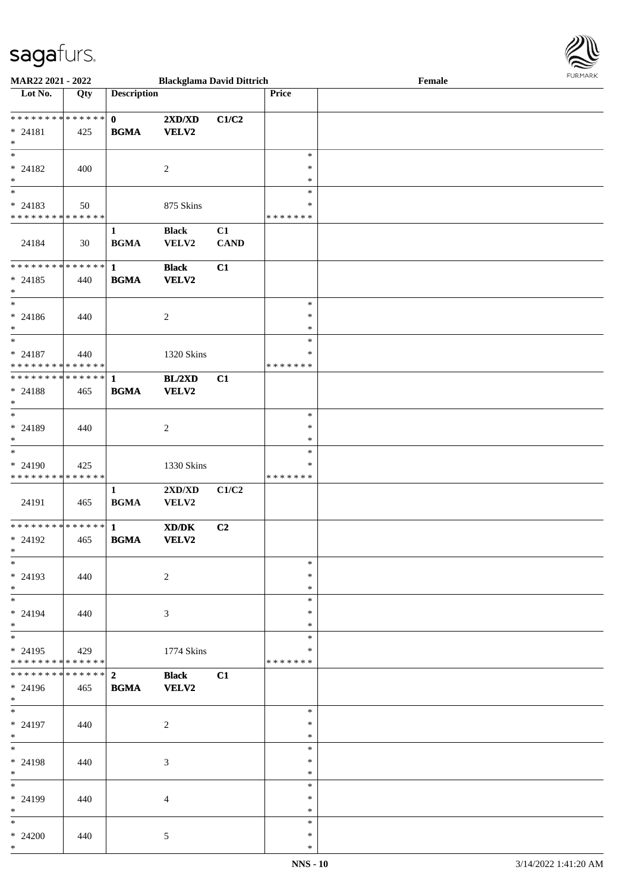| Lot No. | Qty | Description | | | Price | |
|---|---|---|---|---|---|---|
| * * * * * * * * * * * * * * | | 0 | 2XD/XD | C1/C2 | | |
| * 24181 | 425 | BGMA | VELV2 | | | |
| * | | | | | | |
| * | | | | | * | |
| * 24182 | 400 | | 2 | | * | |
| * | | | | | * | |
| * | | | | | * | |
| * 24183 | 50 | | 875 Skins | | * | |
| * * * * * * * * * * * * * * | | | | | * * * * * * * | |
| | | 1 | Black | C1 | | |
| 24184 | 30 | BGMA | VELV2 | CAND | | |
| * * * * * * * * * * * * * * | | 1 | Black | C1 | | |
| * 24185 | 440 | BGMA | VELV2 | | | |
| * | | | | | | |
| * | | | | | * | |
| * 24186 | 440 | | 2 | | * | |
| * | | | | | * | |
| * | | | | | * | |
| * 24187 | 440 | | 1320 Skins | | * | |
| * * * * * * * * * * * * * * | | | | | * * * * * * * | |
| * * * * * * * * * * * * * * | | 1 | BL/2XD | C1 | | |
| * 24188 | 465 | BGMA | VELV2 | | | |
| * | | | | | | |
| * | | | | | * | |
| * 24189 | 440 | | 2 | | * | |
| * | | | | | * | |
| * | | | | | * | |
| * 24190 | 425 | | 1330 Skins | | * | |
| * * * * * * * * * * * * * * | | | | | * * * * * * * | |
| | | 1 | 2XD/XD | C1/C2 | | |
| 24191 | 465 | BGMA | VELV2 | | | |
| * * * * * * * * * * * * * * | | 1 | XD/DK | C2 | | |
| * 24192 | 465 | BGMA | VELV2 | | | |
| * | | | | | | |
| * | | | | | * | |
| * 24193 | 440 | | 2 | | * | |
| * | | | | | * | |
| * | | | | | * | |
| * 24194 | 440 | | 3 | | * | |
| * | | | | | * | |
| * | | | | | * | |
| * 24195 | 429 | | 1774 Skins | | * | |
| * * * * * * * * * * * * * * | | | | | * * * * * * * | |
| * * * * * * * * * * * * * * | | 2 | Black | C1 | | |
| * 24196 | 465 | BGMA | VELV2 | | | |
| * | | | | | | |
| * | | | | | * | |
| * 24197 | 440 | | 2 | | * | |
| * | | | | | * | |
| * | | | | | * | |
| * 24198 | 440 | | 3 | | * | |
| * | | | | | * | |
| * | | | | | * | |
| * 24199 | 440 | | 4 | | * | |
| * | | | | | * | |
| * | | | | | * | |
| * 24200 | 440 | | 5 | | * | |
| * | | | | | * | |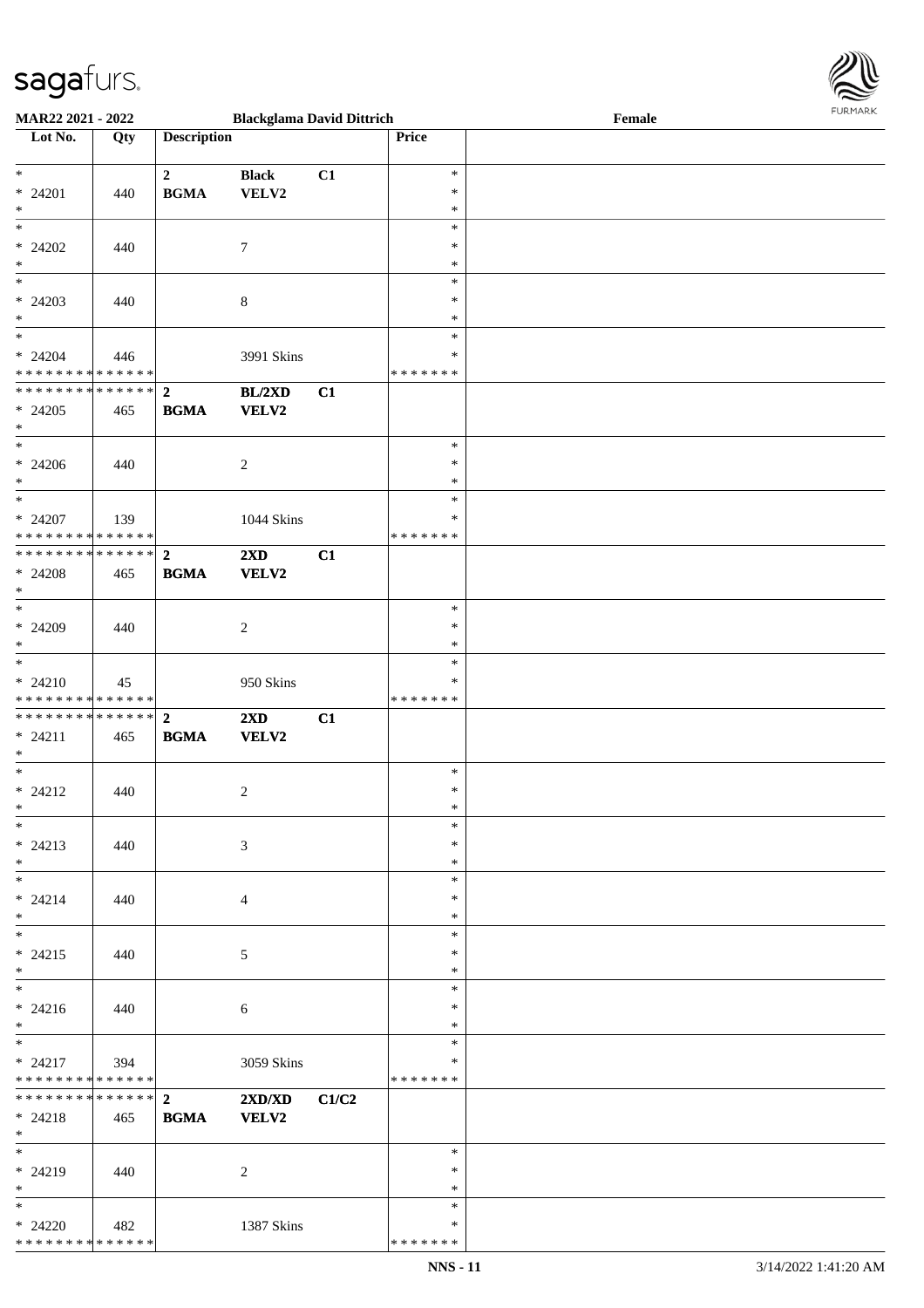**MAR22 2021 - 2022** **Blackglama David Dittrich** **Female**

| Lot No. | Qty | Description | | | Price | |
|---|---|---|---|---|---|---|
| * | | 2 | Black | C1 | * | |
| * 24201 | 440 | BGMA | VELV2 | | * | |
| * | | | | | * | |
| * | | | | | * | |
| * 24202 | 440 | | 7 | | * | |
| * | | | | | * | |
| * | | | | | * | |
| * 24203 | 440 | | 8 | | * | |
| * | | | | | * | |
| * | | | | | * | |
| * 24204 | 446 | | 3991 Skins | | * | |
| * * * * * * * * * * * * * * | | | | | * * * * * * * | |
| * * * * * * * * * * * * * * | | 2 | BL/2XD | C1 | | |
| * 24205 | 465 | BGMA | VELV2 | | | |
| * | | | | | | |
| * | | | | | * | |
| * 24206 | 440 | | 2 | | * | |
| * | | | | | * | |
| * | | | | | * | |
| * 24207 | 139 | | 1044 Skins | | * | |
| * * * * * * * * * * * * * * | | | | | * * * * * * * | |
| * * * * * * * * * * * * * * | | 2 | 2XD | C1 | | |
| * 24208 | 465 | BGMA | VELV2 | | | |
| * | | | | | | |
| * | | | | | * | |
| * 24209 | 440 | | 2 | | * | |
| * | | | | | * | |
| * | | | | | * | |
| * 24210 | 45 | | 950 Skins | | * | |
| * * * * * * * * * * * * * * | | | | | * * * * * * * | |
| * * * * * * * * * * * * * * | | 2 | 2XD | C1 | | |
| * 24211 | 465 | BGMA | VELV2 | | | |
| * | | | | | | |
| * | | | | | * | |
| * 24212 | 440 | | 2 | | * | |
| * | | | | | * | |
| * | | | | | * | |
| * 24213 | 440 | | 3 | | * | |
| * | | | | | * | |
| * | | | | | * | |
| * 24214 | 440 | | 4 | | * | |
| * | | | | | * | |
| * | | | | | * | |
| * 24215 | 440 | | 5 | | * | |
| * | | | | | * | |
| * | | | | | * | |
| * 24216 | 440 | | 6 | | * | |
| * | | | | | * | |
| * | | | | | * | |
| * 24217 | 394 | | 3059 Skins | | * | |
| * * * * * * * * * * * * * * | | | | | * * * * * * * | |
| * * * * * * * * * * * * * * | | 2 | 2XD/XD | C1/C2 | | |
| * 24218 | 465 | BGMA | VELV2 | | | |
| * | | | | | | |
| * | | | | | * | |
| * 24219 | 440 | | 2 | | * | |
| * | | | | | * | |
| * | | | | | * | |
| * 24220 | 482 | | 1387 Skins | | * | |
| * * * * * * * * * * * * * * | | | | | * * * * * * * | |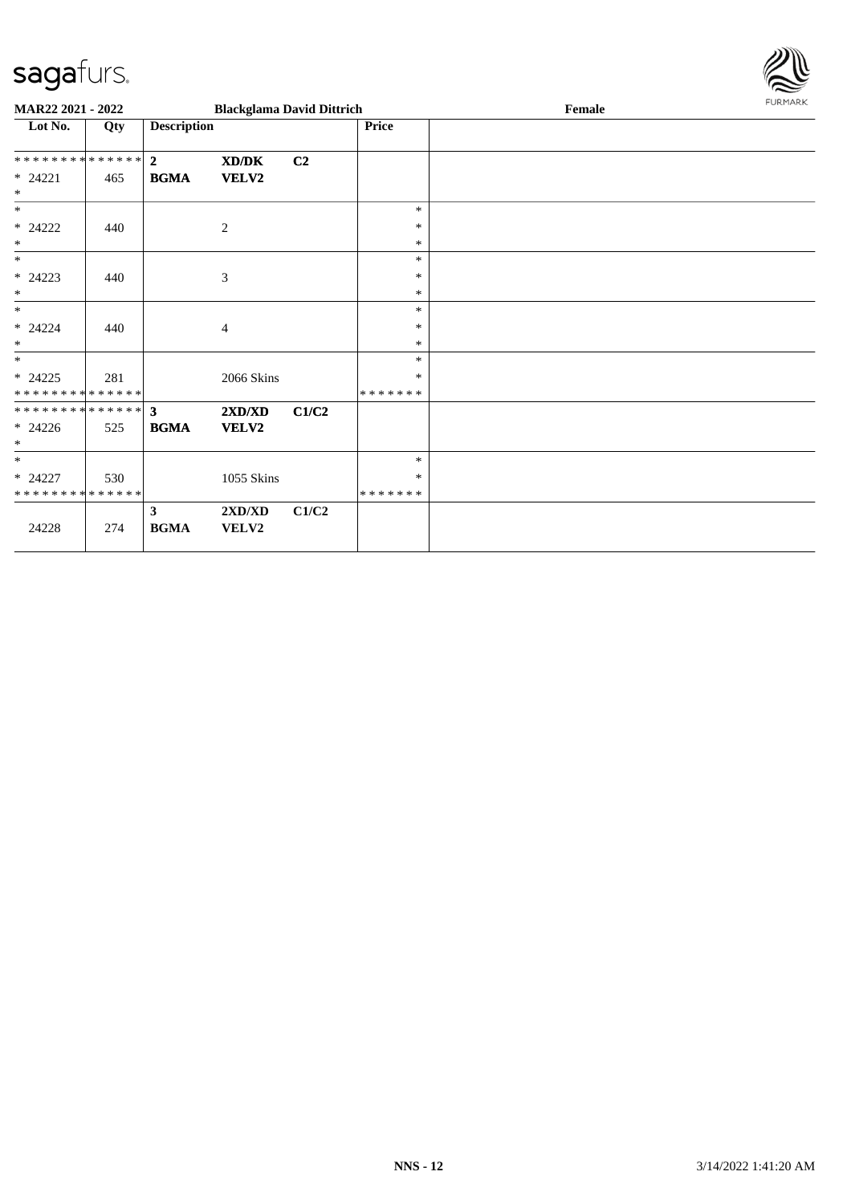**MAR22 2021 - 2022** **Blackglama David Dittrich** **Female**

| Lot No. | Qty | Description | | | Price | |
|---|---|---|---|---|---|---|
| * * * * * * * * * * * * * * | | **2** | **XD/DK** | **C2** | | |
| * 24221 | 465 | **BGMA** | **VELV2** | | | |
| * | | | | | | |
| * | | | | | * | |
| * 24222 | 440 | | 2 | | * | |
| * | | | | | * | |
| * | | | | | * | |
| * 24223 | 440 | | 3 | | * | |
| * | | | | | * | |
| * | | | | | * | |
| * 24224 | 440 | | 4 | | * | |
| * | | | | | * | |
| * | | | | | * | |
| * 24225 | 281 | | 2066 Skins | | * | |
| * * * * * * * * * * * * * * | | | | | * * * * * * * | |
| * * * * * * * * * * * * * * | | **3** | **2XD/XD** | **C1/C2** | | |
| * 24226 | 525 | **BGMA** | **VELV2** | | | |
| * | | | | | | |
| * | | | | | * | |
| * 24227 | 530 | | 1055 Skins | | * | |
| * * * * * * * * * * * * * * | | | | | * * * * * * * | |
| | | **3** | **2XD/XD** | **C1/C2** | | |
| 24228 | 274 | **BGMA** | **VELV2** | | | |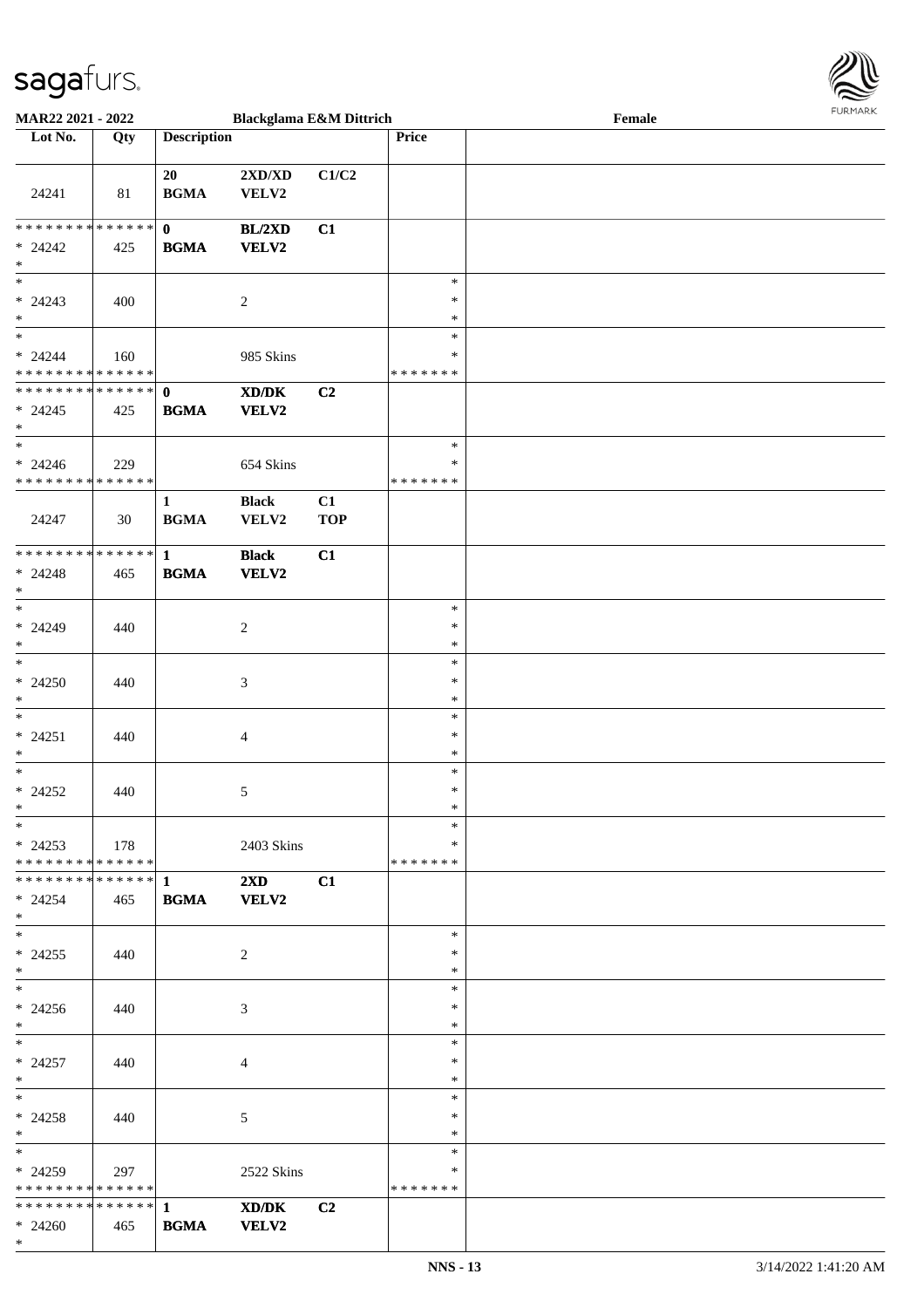**MAR22 2021 - 2022** | **Blackglama E&M Dittrich** | **Female**

| Lot No. | Qty | Description | | | Price | |
|---|---|---|---|---|---|---|
| 24241 | 81 | 20 BGMA | 2XD/XD VELV2 | C1/C2 | | |
| * * * * * * * * * * * * * * * 24242 * | 425 | **0 BGMA** | **BL/2XD VELV2** | **C1** | | |
| * * 24243 * | 400 | | 2 | | * * * | |
| * * 24244 * * * * * * * * * * * * * * | 160 | | 985 Skins | | * * * * * * * * | |
| * * * * * * * * * * * * * * * 24245 * | 425 | **0 BGMA** | **XD/DK VELV2** | **C2** | | |
| * * 24246 * * * * * * * * * * * * * * | 229 | | 654 Skins | | * * * * * * * * | |
| 24247 | 30 | 1 BGMA | Black VELV2 | C1 TOP | | |
| * * * * * * * * * * * * * * * 24248 * | 465 | **1 BGMA** | **Black VELV2** | **C1** | | |
| * * 24249 * | 440 | | 2 | | * * * | |
| * * 24250 * | 440 | | 3 | | * * * | |
| * * 24251 * | 440 | | 4 | | * * * | |
| * * 24252 * | 440 | | 5 | | * * * | |
| * * 24253 * * * * * * * * * * * * * * | 178 | | 2403 Skins | | * * * * * * * * | |
| * * * * * * * * * * * * * * * 24254 * | 465 | **1 BGMA** | **2XD VELV2** | **C1** | | |
| * * 24255 * | 440 | | 2 | | * * * | |
| * * 24256 * | 440 | | 3 | | * * * | |
| * * 24257 * | 440 | | 4 | | * * * | |
| * * 24258 * | 440 | | 5 | | * * * | |
| * * 24259 * * * * * * * * * * * * * * | 297 | | 2522 Skins | | * * * * * * * * | |
| * * * * * * * * * * * * * * * 24260 * | 465 | **1 BGMA** | **XD/DK VELV2** | **C2** | | |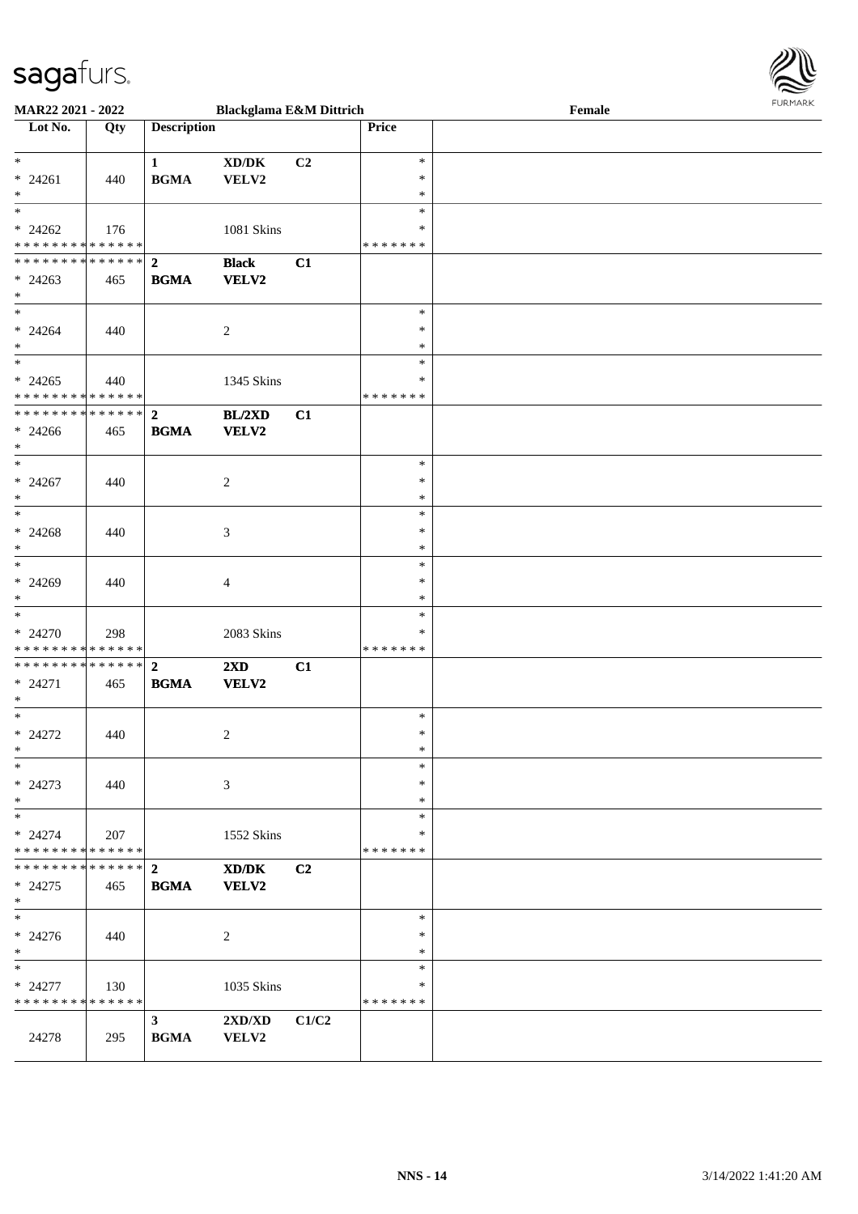MAR22 2021 - 2022 Blackglama E&M Dittrich Female

| Lot No. | Qty | Description | | | Price | |
|---|---|---|---|---|---|---|
| * <br> * 24261 <br> * | 440 | 1 <br> **BGMA** | **XD/DK** <br> **VELV2** | **C2** | * <br> * <br> * | |
| * <br> * 24262 <br> * * * * * * * * * * * * * * | 176 | | 1081 Skins | | * <br> * <br> * * * * * * * | |
| * * * * * * * * * * * * * * <br> * 24263 <br> * | 465 | **2** <br> **BGMA** | **Black** <br> **VELV2** | **C1** | | |
| * <br> * 24264 <br> * | 440 | | 2 | | * <br> * <br> * | |
| * <br> * 24265 <br> * * * * * * * * * * * * * * | 440 | | 1345 Skins | | * <br> * <br> * * * * * * * | |
| * * * * * * * * * * * * * * <br> * 24266 <br> * | 465 | **2** <br> **BGMA** | **BL/2XD** <br> **VELV2** | **C1** | | |
| * <br> * 24267 <br> * | 440 | | 2 | | * <br> * <br> * | |
| * <br> * 24268 <br> * | 440 | | 3 | | * <br> * <br> * | |
| * <br> * 24269 <br> * | 440 | | 4 | | * <br> * <br> * | |
| * <br> * 24270 <br> * * * * * * * * * * * * * * | 298 | | 2083 Skins | | * <br> * <br> * * * * * * * | |
| * * * * * * * * * * * * * * <br> * 24271 <br> * | 465 | **2** <br> **BGMA** | **2XD** <br> **VELV2** | **C1** | | |
| * <br> * 24272 <br> * | 440 | | 2 | | * <br> * <br> * | |
| * <br> * 24273 <br> * | 440 | | 3 | | * <br> * <br> * | |
| * <br> * 24274 <br> * * * * * * * * * * * * * * | 207 | | 1552 Skins | | * <br> * <br> * * * * * * * | |
| * * * * * * * * * * * * * * <br> * 24275 <br> * | 465 | **2** <br> **BGMA** | **XD/DK** <br> **VELV2** | **C2** | | |
| * <br> * 24276 <br> * | 440 | | 2 | | * <br> * <br> * | |
| * <br> * 24277 <br> * * * * * * * * * * * * * * | 130 | | 1035 Skins | | * <br> * <br> * * * * * * * | |
| 24278 | 295 | **3** <br> **BGMA** | **2XD/XD** <br> **VELV2** | **C1/C2** | | |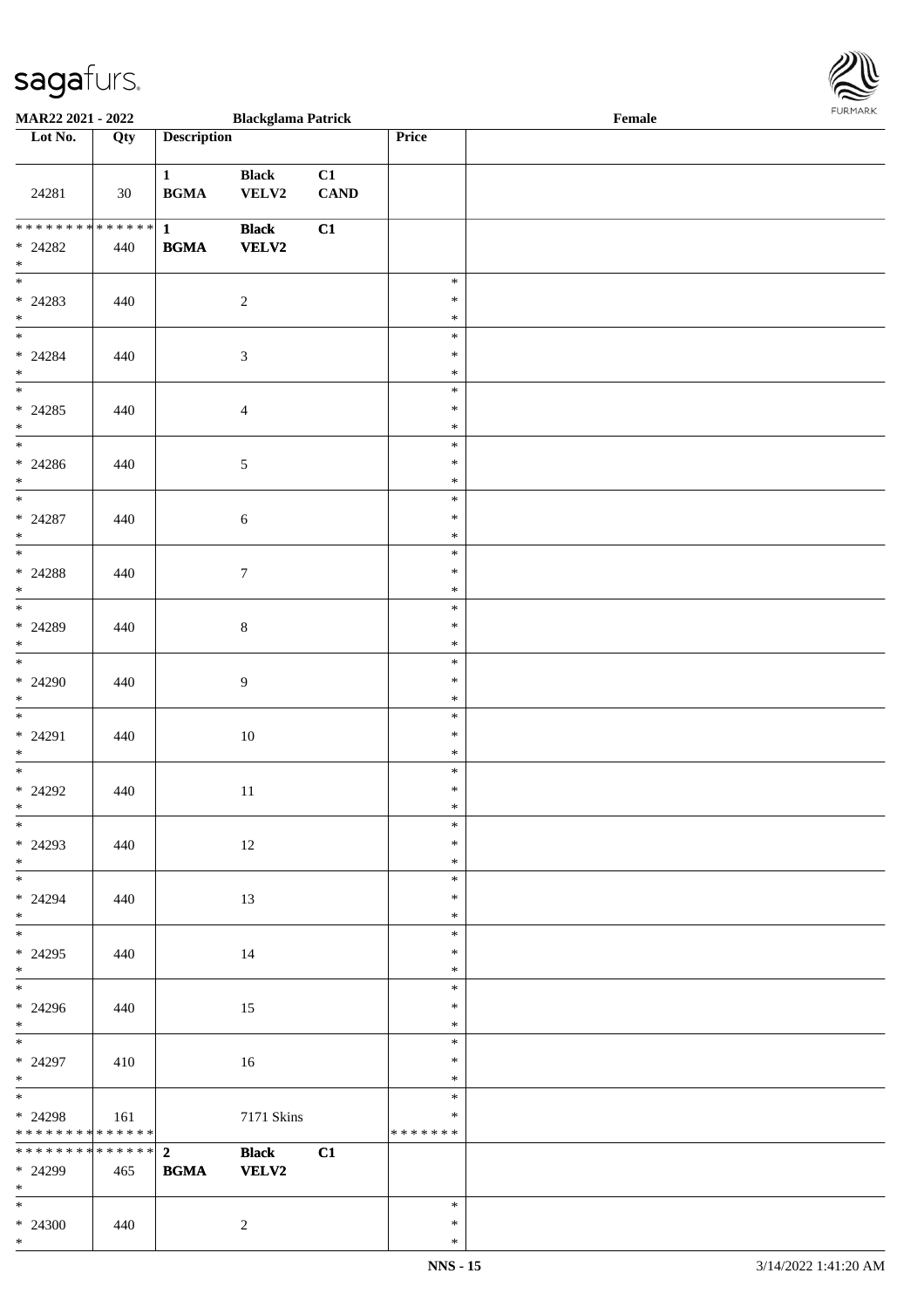| Lot No. | Qty | Description | | | Price | |
|---|---|---|---|---|---|---|
| 24281 | 30 | 1 BGMA | Black VELV2 | C1 CAND | | |
| * * * * * * * * * * * * * * * 24282 * | 440 | **1 BGMA** | **Black VELV2** | **C1** | | |
| * * 24283 * | 440 | | 2 | | * * * | |
| * * 24284 * | 440 | | 3 | | * * * | |
| * * 24285 * | 440 | | 4 | | * * * | |
| * * 24286 * | 440 | | 5 | | * * * | |
| * * 24287 * | 440 | | 6 | | * * * | |
| * * 24288 * | 440 | | 7 | | * * * | |
| * * 24289 * | 440 | | 8 | | * * * | |
| * * 24290 * | 440 | | 9 | | * * * | |
| * * 24291 * | 440 | | 10 | | * * * | |
| * * 24292 * | 440 | | 11 | | * * * | |
| * * 24293 * | 440 | | 12 | | * * * | |
| * * 24294 * | 440 | | 13 | | * * * | |
| * * 24295 * | 440 | | 14 | | * * * | |
| * * 24296 * | 440 | | 15 | | * * * | |
| * * 24297 * | 410 | | 16 | | * * * | |
| * * 24298 * * * * * * * * * * * * * * | 161 | | 7171 Skins | | * * * * * * * * | |
| * * * * * * * * * * * * * * * 24299 * | 465 | **2 BGMA** | **Black VELV2** | **C1** | | |
| * * 24300 * | 440 | | 2 | | * * * | |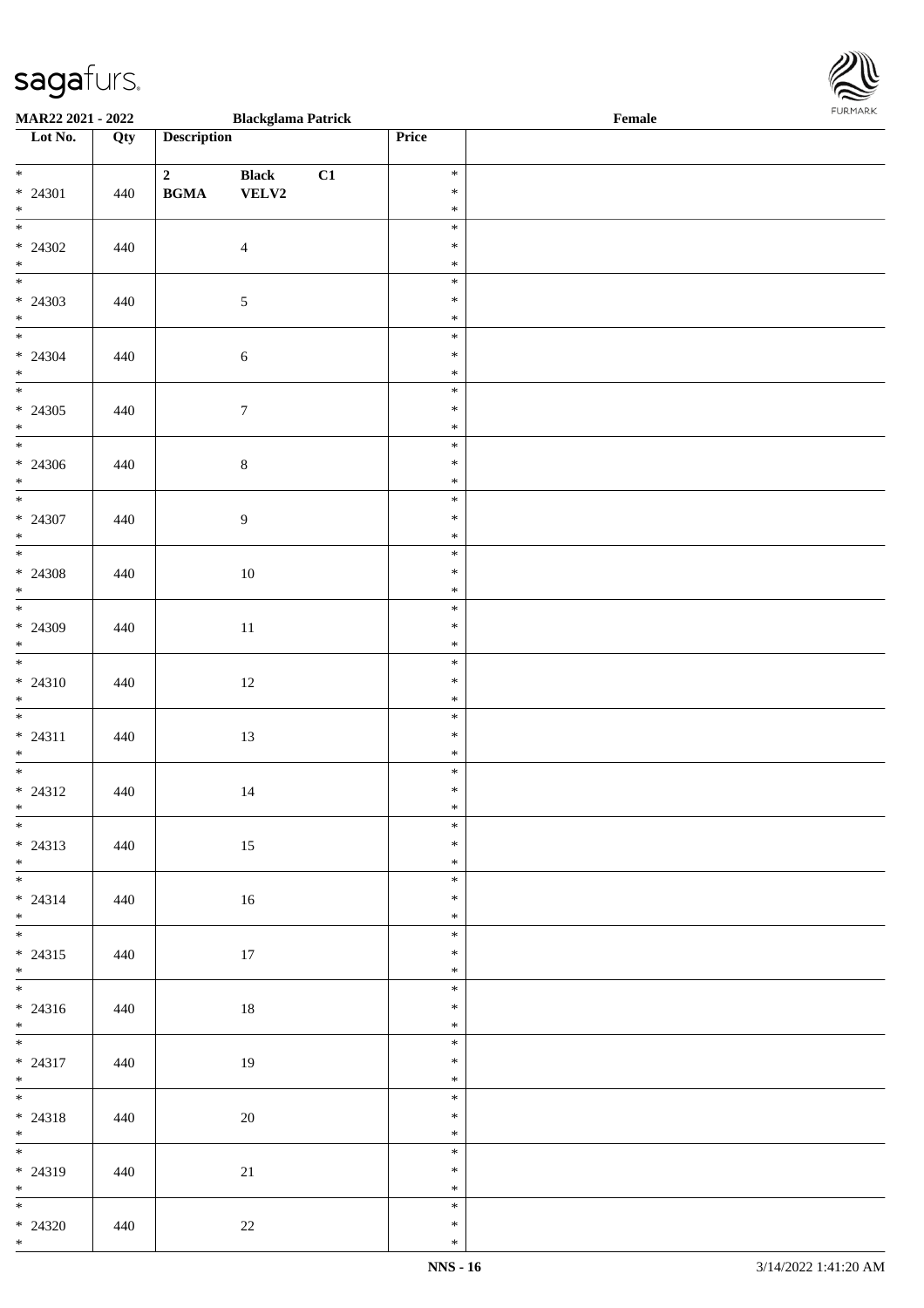**MAR22 2021 - 2022** **Blackglama Patrick** **Female**

| Lot No. | Qty | Description | Price | |
|---|---|---|---|---|
| * 24301 * | 440 | 2 Black C1 BGMA VELV2 | * * * | |
| * 24302 * | 440 | 4 | * * * | |
| * 24303 * | 440 | 5 | * * * | |
| * 24304 * | 440 | 6 | * * * | |
| * 24305 * | 440 | 7 | * * * | |
| * 24306 * | 440 | 8 | * * * | |
| * 24307 * | 440 | 9 | * * * | |
| * 24308 * | 440 | 10 | * * * | |
| * 24309 * | 440 | 11 | * * * | |
| * 24310 * | 440 | 12 | * * * | |
| * 24311 * | 440 | 13 | * * * | |
| * 24312 * | 440 | 14 | * * * | |
| * 24313 * | 440 | 15 | * * * | |
| * 24314 * | 440 | 16 | * * * | |
| * 24315 * | 440 | 17 | * * * | |
| * 24316 * | 440 | 18 | * * * | |
| * 24317 * | 440 | 19 | * * * | |
| * 24318 * | 440 | 20 | * * * | |
| * 24319 * | 440 | 21 | * * * | |
| * 24320 * | 440 | 22 | * * * | |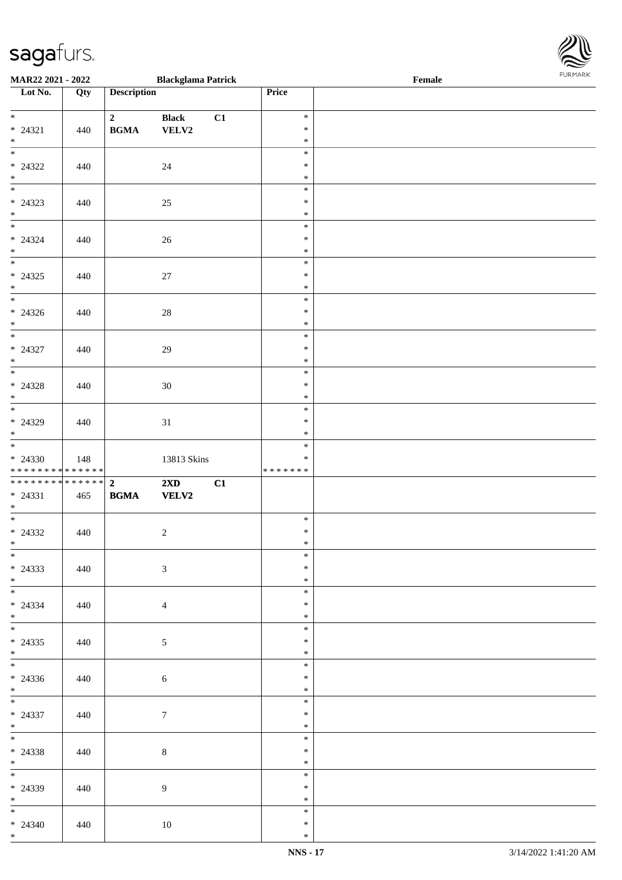| Lot No. | Qty | Description | | | Price | |
|---|---|---|---|---|---|---|
| * <br> * 24321 <br> * | 440 | 2 <br> **BGMA** | **Black** <br> **VELV2** | **C1** | * <br> * <br> * | |
| * <br> * 24322 <br> * | 440 | | 24 | | * <br> * <br> * | |
| * <br> * 24323 <br> * | 440 | | 25 | | * <br> * <br> * | |
| * <br> * 24324 <br> * | 440 | | 26 | | * <br> * <br> * | |
| * <br> * 24325 <br> * | 440 | | 27 | | * <br> * <br> * | |
| * <br> * 24326 <br> * | 440 | | 28 | | * <br> * <br> * | |
| * <br> * 24327 <br> * | 440 | | 29 | | * <br> * <br> * | |
| * <br> * 24328 <br> * | 440 | | 30 | | * <br> * <br> * | |
| * <br> * 24329 <br> * | 440 | | 31 | | * <br> * <br> * | |
| * <br> * 24330 <br> * * * * * * * * * * * * * * | 148 | | 13813 Skins | | * <br> * <br> * * * * * * * | |
| * * * * * * * * * * * * * * <br> * 24331 <br> * | 465 | **2** <br> **BGMA** | **2XD** <br> **VELV2** | **C1** | | |
| * <br> * 24332 <br> * | 440 | | 2 | | * <br> * <br> * | |
| * <br> * 24333 <br> * | 440 | | 3 | | * <br> * <br> * | |
| * <br> * 24334 <br> * | 440 | | 4 | | * <br> * <br> * | |
| * <br> * 24335 <br> * | 440 | | 5 | | * <br> * <br> * | |
| * <br> * 24336 <br> * | 440 | | 6 | | * <br> * <br> * | |
| * <br> * 24337 <br> * | 440 | | 7 | | * <br> * <br> * | |
| * <br> * 24338 <br> * | 440 | | 8 | | * <br> * <br> * | |
| * <br> * 24339 <br> * | 440 | | 9 | | * <br> * <br> * | |
| * <br> * 24340 <br> * | 440 | | 10 | | * <br> * <br> * | |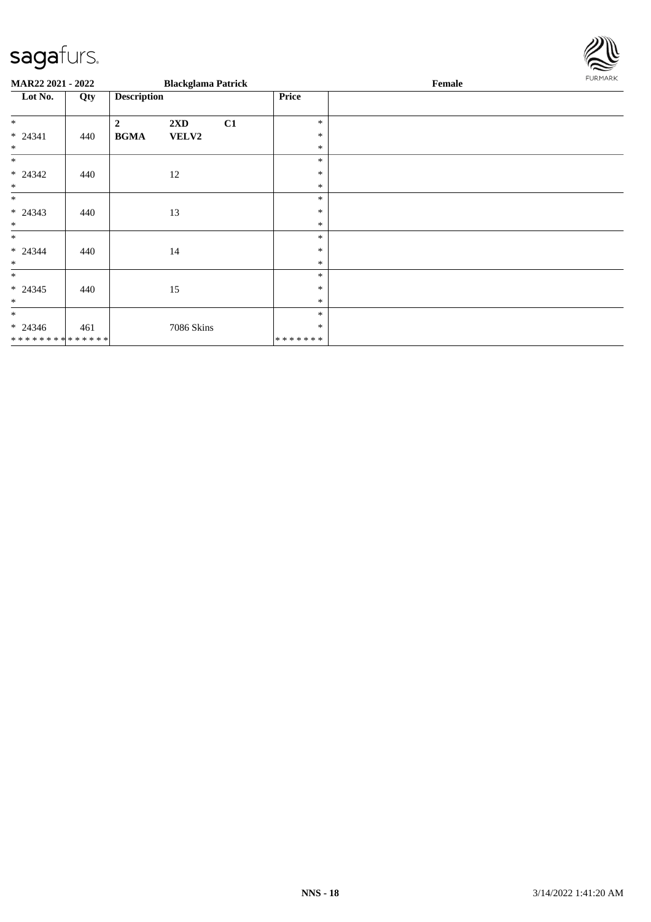**MAR22 2021 - 2022** **Blackglama Patrick** **Female**

| Lot No. | Qty | Description | | | Price |
|---|---|---|---|---|---|
| * | | **2** | **2XD** | **C1** | * |
| * 24341 | 440 | **BGMA** | **VELV2** | | * |
| * | | | | | * |
| * | | | | | * |
| * 24342 | 440 | | 12 | | * |
| * | | | | | * |
| * | | | | | * |
| * 24343 | 440 | | 13 | | * |
| * | | | | | * |
| * | | | | | * |
| * 24344 | 440 | | 14 | | * |
| * | | | | | * |
| * | | | | | * |
| * 24345 | 440 | | 15 | | * |
| * | | | | | * |
| * | | | | | * |
| * 24346 | 461 | | 7086 Skins | | * |
| * * * * * * * * * * * * * * | | | | | * * * * * * * |